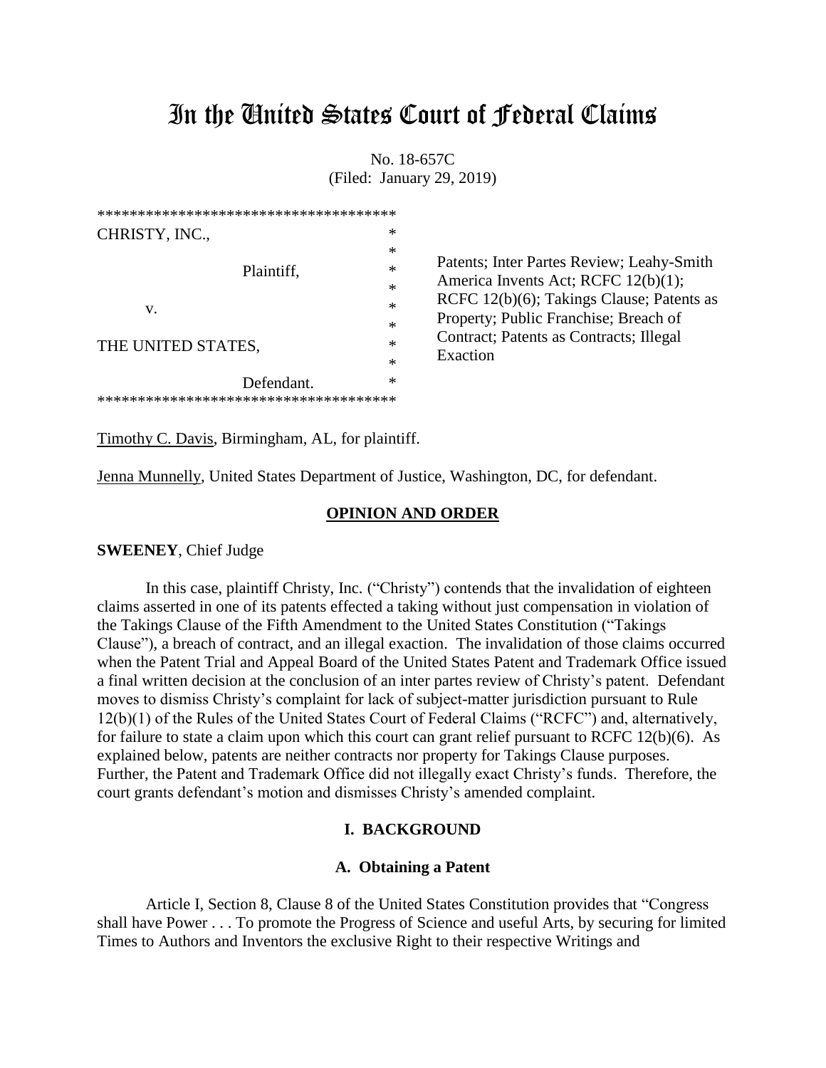# In the United States Court of Federal Claims

No. 18-657C
(Filed: January 29, 2019)

| | |
|---|---|
| CHRISTY, INC., Plaintiff, v. THE UNITED STATES, Defendant. | Patents; Inter Partes Review; Leahy-Smith America Invents Act; RCFC 12(b)(1); RCFC 12(b)(6); Takings Clause; Patents as Property; Public Franchise; Breach of Contract; Patents as Contracts; Illegal Exaction |

Timothy C. Davis, Birmingham, AL, for plaintiff.

Jenna Munnelly, United States Department of Justice, Washington, DC, for defendant.

## OPINION AND ORDER

**SWEENEY**, Chief Judge

In this case, plaintiff Christy, Inc. ("Christy") contends that the invalidation of eighteen claims asserted in one of its patents effected a taking without just compensation in violation of the Takings Clause of the Fifth Amendment to the United States Constitution ("Takings Clause"), a breach of contract, and an illegal exaction. The invalidation of those claims occurred when the Patent Trial and Appeal Board of the United States Patent and Trademark Office issued a final written decision at the conclusion of an inter partes review of Christy's patent. Defendant moves to dismiss Christy's complaint for lack of subject-matter jurisdiction pursuant to Rule 12(b)(1) of the Rules of the United States Court of Federal Claims ("RCFC") and, alternatively, for failure to state a claim upon which this court can grant relief pursuant to RCFC 12(b)(6). As explained below, patents are neither contracts nor property for Takings Clause purposes. Further, the Patent and Trademark Office did not illegally exact Christy's funds. Therefore, the court grants defendant's motion and dismisses Christy's amended complaint.

## I. BACKGROUND

### A. Obtaining a Patent

Article I, Section 8, Clause 8 of the United States Constitution provides that "Congress shall have Power . . . To promote the Progress of Science and useful Arts, by securing for limited Times to Authors and Inventors the exclusive Right to their respective Writings and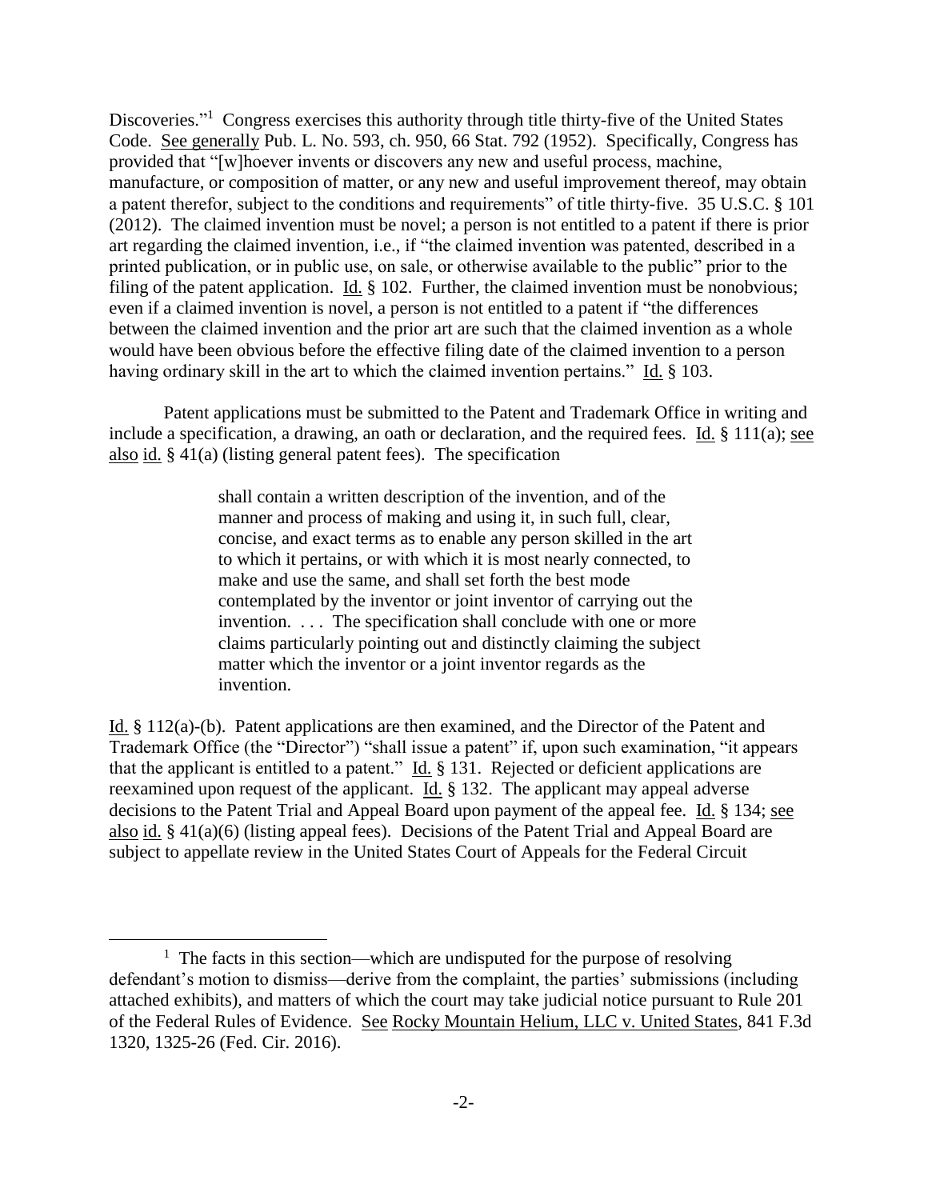Discoveries."[1] Congress exercises this authority through title thirty-five of the United States Code. See generally Pub. L. No. 593, ch. 950, 66 Stat. 792 (1952). Specifically, Congress has provided that "[w]hoever invents or discovers any new and useful process, machine, manufacture, or composition of matter, or any new and useful improvement thereof, may obtain a patent therefor, subject to the conditions and requirements" of title thirty-five. 35 U.S.C. § 101 (2012). The claimed invention must be novel; a person is not entitled to a patent if there is prior art regarding the claimed invention, i.e., if "the claimed invention was patented, described in a printed publication, or in public use, on sale, or otherwise available to the public" prior to the filing of the patent application. Id. § 102. Further, the claimed invention must be nonobvious; even if a claimed invention is novel, a person is not entitled to a patent if "the differences between the claimed invention and the prior art are such that the claimed invention as a whole would have been obvious before the effective filing date of the claimed invention to a person having ordinary skill in the art to which the claimed invention pertains." Id. § 103.

Patent applications must be submitted to the Patent and Trademark Office in writing and include a specification, a drawing, an oath or declaration, and the required fees. Id. § 111(a); see also id. § 41(a) (listing general patent fees). The specification

> shall contain a written description of the invention, and of the manner and process of making and using it, in such full, clear, concise, and exact terms as to enable any person skilled in the art to which it pertains, or with which it is most nearly connected, to make and use the same, and shall set forth the best mode contemplated by the inventor or joint inventor of carrying out the invention. . . . The specification shall conclude with one or more claims particularly pointing out and distinctly claiming the subject matter which the inventor or a joint inventor regards as the invention.

Id. § 112(a)-(b). Patent applications are then examined, and the Director of the Patent and Trademark Office (the "Director") "shall issue a patent" if, upon such examination, "it appears that the applicant is entitled to a patent." Id. § 131. Rejected or deficient applications are reexamined upon request of the applicant. Id. § 132. The applicant may appeal adverse decisions to the Patent Trial and Appeal Board upon payment of the appeal fee. Id. § 134; see also id. § 41(a)(6) (listing appeal fees). Decisions of the Patent Trial and Appeal Board are subject to appellate review in the United States Court of Appeals for the Federal Circuit

[1] The facts in this section—which are undisputed for the purpose of resolving defendant's motion to dismiss—derive from the complaint, the parties' submissions (including attached exhibits), and matters of which the court may take judicial notice pursuant to Rule 201 of the Federal Rules of Evidence. See Rocky Mountain Helium, LLC v. United States, 841 F.3d 1320, 1325-26 (Fed. Cir. 2016).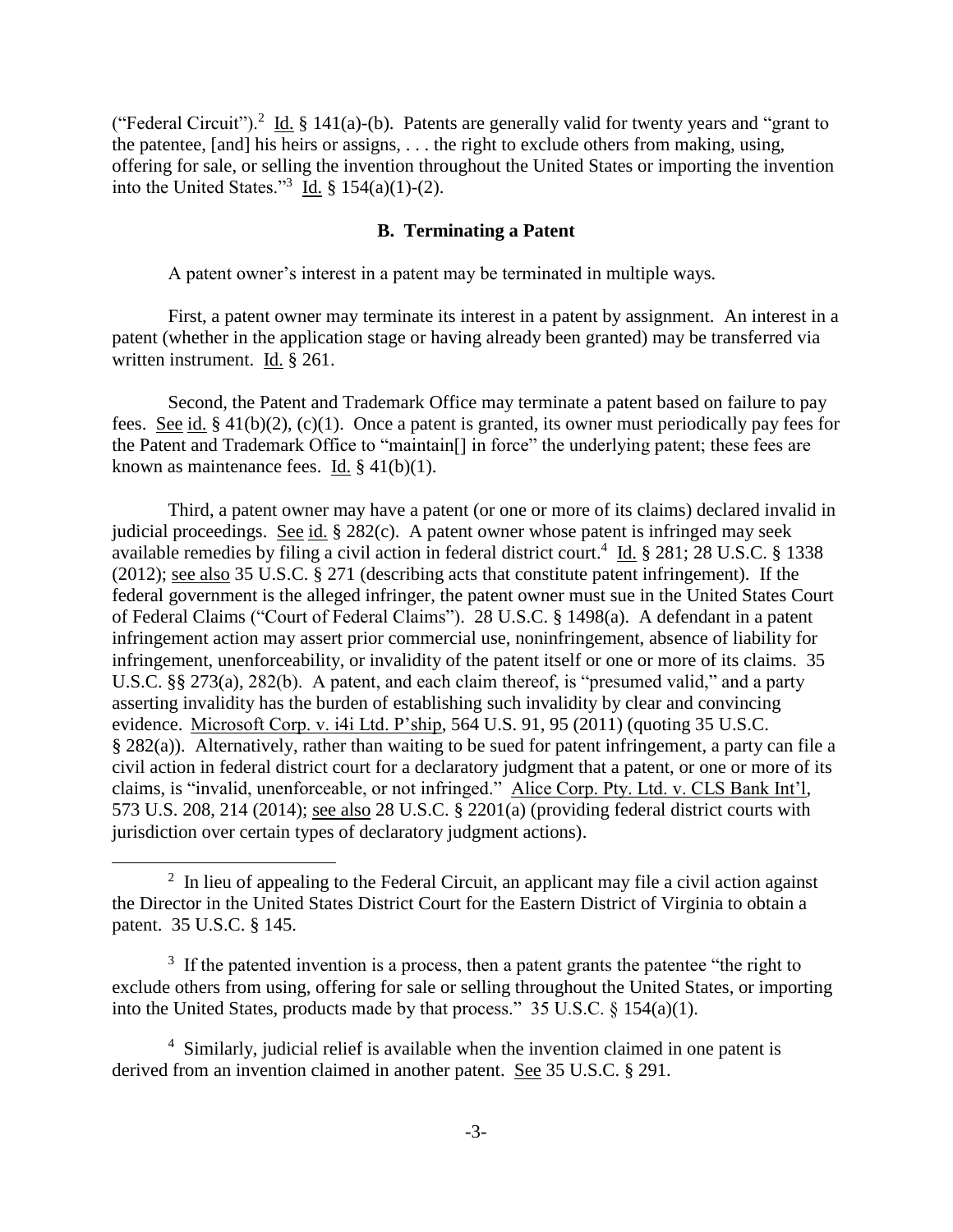("Federal Circuit").[2] Id. § 141(a)-(b). Patents are generally valid for twenty years and "grant to the patentee, [and] his heirs or assigns, . . . the right to exclude others from making, using, offering for sale, or selling the invention throughout the United States or importing the invention into the United States."[3] Id. § 154(a)(1)-(2).

### B. Terminating a Patent

A patent owner's interest in a patent may be terminated in multiple ways.

First, a patent owner may terminate its interest in a patent by assignment. An interest in a patent (whether in the application stage or having already been granted) may be transferred via written instrument. Id. § 261.

Second, the Patent and Trademark Office may terminate a patent based on failure to pay fees. See id. § 41(b)(2), (c)(1). Once a patent is granted, its owner must periodically pay fees for the Patent and Trademark Office to "maintain[] in force" the underlying patent; these fees are known as maintenance fees. Id. § 41(b)(1).

Third, a patent owner may have a patent (or one or more of its claims) declared invalid in judicial proceedings. See id. § 282(c). A patent owner whose patent is infringed may seek available remedies by filing a civil action in federal district court.[4] Id. § 281; 28 U.S.C. § 1338 (2012); see also 35 U.S.C. § 271 (describing acts that constitute patent infringement). If the federal government is the alleged infringer, the patent owner must sue in the United States Court of Federal Claims ("Court of Federal Claims"). 28 U.S.C. § 1498(a). A defendant in a patent infringement action may assert prior commercial use, noninfringement, absence of liability for infringement, unenforceability, or invalidity of the patent itself or one or more of its claims. 35 U.S.C. §§ 273(a), 282(b). A patent, and each claim thereof, is "presumed valid," and a party asserting invalidity has the burden of establishing such invalidity by clear and convincing evidence. Microsoft Corp. v. i4i Ltd. P'ship, 564 U.S. 91, 95 (2011) (quoting 35 U.S.C. § 282(a)). Alternatively, rather than waiting to be sued for patent infringement, a party can file a civil action in federal district court for a declaratory judgment that a patent, or one or more of its claims, is "invalid, unenforceable, or not infringed." Alice Corp. Pty. Ltd. v. CLS Bank Int'l, 573 U.S. 208, 214 (2014); see also 28 U.S.C. § 2201(a) (providing federal district courts with jurisdiction over certain types of declaratory judgment actions).

---

[2] In lieu of appealing to the Federal Circuit, an applicant may file a civil action against the Director in the United States District Court for the Eastern District of Virginia to obtain a patent. 35 U.S.C. § 145.

[3] If the patented invention is a process, then a patent grants the patentee "the right to exclude others from using, offering for sale or selling throughout the United States, or importing into the United States, products made by that process." 35 U.S.C. § 154(a)(1).

[4] Similarly, judicial relief is available when the invention claimed in one patent is derived from an invention claimed in another patent. See 35 U.S.C. § 291.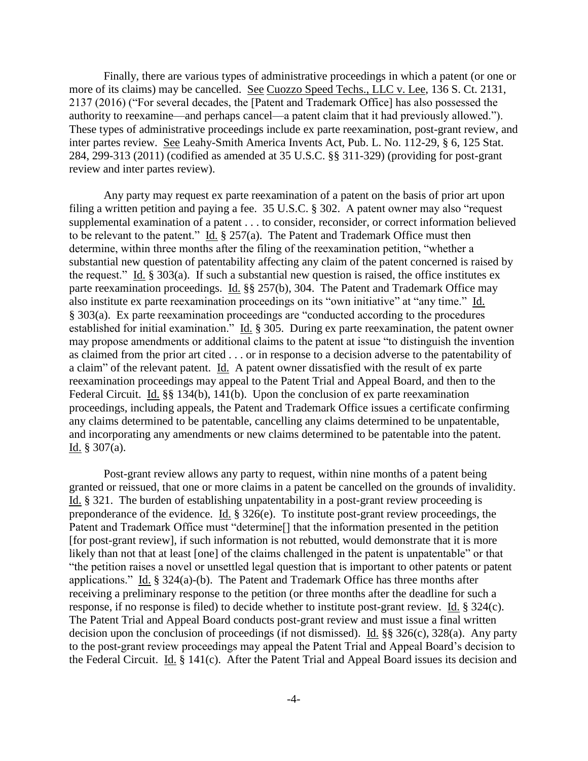Finally, there are various types of administrative proceedings in which a patent (or one or more of its claims) may be cancelled. See Cuozzo Speed Techs., LLC v. Lee, 136 S. Ct. 2131, 2137 (2016) ("For several decades, the [Patent and Trademark Office] has also possessed the authority to reexamine—and perhaps cancel—a patent claim that it had previously allowed."). These types of administrative proceedings include ex parte reexamination, post-grant review, and inter partes review. See Leahy-Smith America Invents Act, Pub. L. No. 112-29, § 6, 125 Stat. 284, 299-313 (2011) (codified as amended at 35 U.S.C. §§ 311-329) (providing for post-grant review and inter partes review).

Any party may request ex parte reexamination of a patent on the basis of prior art upon filing a written petition and paying a fee. 35 U.S.C. § 302. A patent owner may also "request supplemental examination of a patent . . . to consider, reconsider, or correct information believed to be relevant to the patent." Id. § 257(a). The Patent and Trademark Office must then determine, within three months after the filing of the reexamination petition, "whether a substantial new question of patentability affecting any claim of the patent concerned is raised by the request." Id. § 303(a). If such a substantial new question is raised, the office institutes ex parte reexamination proceedings. Id. §§ 257(b), 304. The Patent and Trademark Office may also institute ex parte reexamination proceedings on its "own initiative" at "any time." Id. § 303(a). Ex parte reexamination proceedings are "conducted according to the procedures established for initial examination." Id. § 305. During ex parte reexamination, the patent owner may propose amendments or additional claims to the patent at issue "to distinguish the invention as claimed from the prior art cited . . . or in response to a decision adverse to the patentability of a claim" of the relevant patent. Id. A patent owner dissatisfied with the result of ex parte reexamination proceedings may appeal to the Patent Trial and Appeal Board, and then to the Federal Circuit. Id. §§ 134(b), 141(b). Upon the conclusion of ex parte reexamination proceedings, including appeals, the Patent and Trademark Office issues a certificate confirming any claims determined to be patentable, cancelling any claims determined to be unpatentable, and incorporating any amendments or new claims determined to be patentable into the patent. Id. § 307(a).

Post-grant review allows any party to request, within nine months of a patent being granted or reissued, that one or more claims in a patent be cancelled on the grounds of invalidity. Id. § 321. The burden of establishing unpatentability in a post-grant review proceeding is preponderance of the evidence. Id. § 326(e). To institute post-grant review proceedings, the Patent and Trademark Office must "determine[] that the information presented in the petition [for post-grant review], if such information is not rebutted, would demonstrate that it is more likely than not that at least [one] of the claims challenged in the patent is unpatentable" or that "the petition raises a novel or unsettled legal question that is important to other patents or patent applications." Id. § 324(a)-(b). The Patent and Trademark Office has three months after receiving a preliminary response to the petition (or three months after the deadline for such a response, if no response is filed) to decide whether to institute post-grant review. Id. § 324(c). The Patent Trial and Appeal Board conducts post-grant review and must issue a final written decision upon the conclusion of proceedings (if not dismissed). Id. §§ 326(c), 328(a). Any party to the post-grant review proceedings may appeal the Patent Trial and Appeal Board's decision to the Federal Circuit. Id. § 141(c). After the Patent Trial and Appeal Board issues its decision and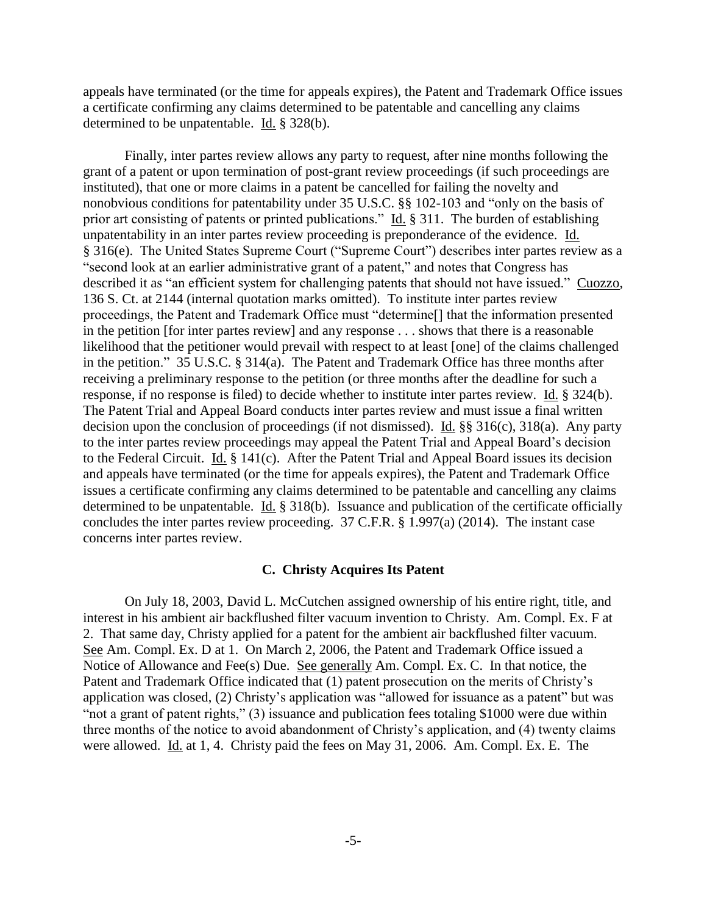appeals have terminated (or the time for appeals expires), the Patent and Trademark Office issues a certificate confirming any claims determined to be patentable and cancelling any claims determined to be unpatentable. Id. § 328(b).

Finally, inter partes review allows any party to request, after nine months following the grant of a patent or upon termination of post-grant review proceedings (if such proceedings are instituted), that one or more claims in a patent be cancelled for failing the novelty and nonobvious conditions for patentability under 35 U.S.C. §§ 102-103 and "only on the basis of prior art consisting of patents or printed publications." Id. § 311. The burden of establishing unpatentability in an inter partes review proceeding is preponderance of the evidence. Id. § 316(e). The United States Supreme Court ("Supreme Court") describes inter partes review as a "second look at an earlier administrative grant of a patent," and notes that Congress has described it as "an efficient system for challenging patents that should not have issued." Cuozzo, 136 S. Ct. at 2144 (internal quotation marks omitted). To institute inter partes review proceedings, the Patent and Trademark Office must "determine[] that the information presented in the petition [for inter partes review] and any response . . . shows that there is a reasonable likelihood that the petitioner would prevail with respect to at least [one] of the claims challenged in the petition." 35 U.S.C. § 314(a). The Patent and Trademark Office has three months after receiving a preliminary response to the petition (or three months after the deadline for such a response, if no response is filed) to decide whether to institute inter partes review. Id. § 324(b). The Patent Trial and Appeal Board conducts inter partes review and must issue a final written decision upon the conclusion of proceedings (if not dismissed). Id. §§ 316(c), 318(a). Any party to the inter partes review proceedings may appeal the Patent Trial and Appeal Board's decision to the Federal Circuit. Id. § 141(c). After the Patent Trial and Appeal Board issues its decision and appeals have terminated (or the time for appeals expires), the Patent and Trademark Office issues a certificate confirming any claims determined to be patentable and cancelling any claims determined to be unpatentable. Id. § 318(b). Issuance and publication of the certificate officially concludes the inter partes review proceeding. 37 C.F.R. § 1.997(a) (2014). The instant case concerns inter partes review.

### C. Christy Acquires Its Patent

On July 18, 2003, David L. McCutchen assigned ownership of his entire right, title, and interest in his ambient air backflushed filter vacuum invention to Christy. Am. Compl. Ex. F at 2. That same day, Christy applied for a patent for the ambient air backflushed filter vacuum. See Am. Compl. Ex. D at 1. On March 2, 2006, the Patent and Trademark Office issued a Notice of Allowance and Fee(s) Due. See generally Am. Compl. Ex. C. In that notice, the Patent and Trademark Office indicated that (1) patent prosecution on the merits of Christy's application was closed, (2) Christy's application was "allowed for issuance as a patent" but was "not a grant of patent rights," (3) issuance and publication fees totaling $1000 were due within three months of the notice to avoid abandonment of Christy's application, and (4) twenty claims were allowed. Id. at 1, 4. Christy paid the fees on May 31, 2006. Am. Compl. Ex. E. The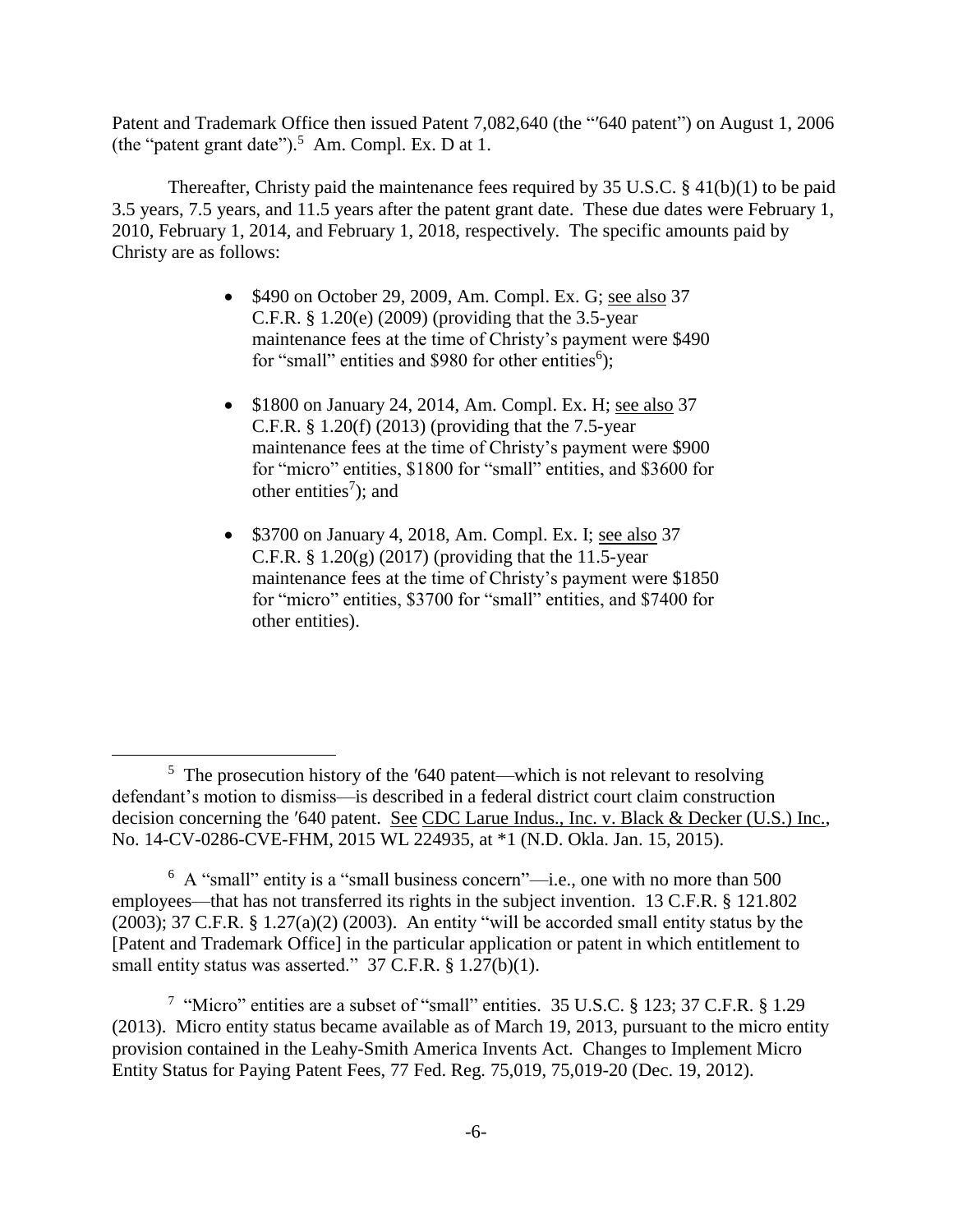Patent and Trademark Office then issued Patent 7,082,640 (the "′640 patent") on August 1, 2006 (the "patent grant date").[5] Am. Compl. Ex. D at 1.

Thereafter, Christy paid the maintenance fees required by 35 U.S.C. § 41(b)(1) to be paid 3.5 years, 7.5 years, and 11.5 years after the patent grant date. These due dates were February 1, 2010, February 1, 2014, and February 1, 2018, respectively. The specific amounts paid by Christy are as follows:

- $490 on October 29, 2009, Am. Compl. Ex. G; see also 37 C.F.R. § 1.20(e) (2009) (providing that the 3.5-year maintenance fees at the time of Christy's payment were $490 for "small" entities and $980 for other entities[6]);

- $1800 on January 24, 2014, Am. Compl. Ex. H; see also 37 C.F.R. § 1.20(f) (2013) (providing that the 7.5-year maintenance fees at the time of Christy's payment were $900 for "micro" entities, $1800 for "small" entities, and $3600 for other entities[7]); and

- $3700 on January 4, 2018, Am. Compl. Ex. I; see also 37 C.F.R. § 1.20(g) (2017) (providing that the 11.5-year maintenance fees at the time of Christy's payment were $1850 for "micro" entities, $3700 for "small" entities, and $7400 for other entities).

---

[5] The prosecution history of the ′640 patent—which is not relevant to resolving defendant's motion to dismiss—is described in a federal district court claim construction decision concerning the ′640 patent. See CDC Larue Indus., Inc. v. Black & Decker (U.S.) Inc., No. 14-CV-0286-CVE-FHM, 2015 WL 224935, at *1 (N.D. Okla. Jan. 15, 2015).

[6] A "small" entity is a "small business concern"—i.e., one with no more than 500 employees—that has not transferred its rights in the subject invention. 13 C.F.R. § 121.802 (2003); 37 C.F.R. § 1.27(a)(2) (2003). An entity "will be accorded small entity status by the [Patent and Trademark Office] in the particular application or patent in which entitlement to small entity status was asserted." 37 C.F.R. § 1.27(b)(1).

[7] "Micro" entities are a subset of "small" entities. 35 U.S.C. § 123; 37 C.F.R. § 1.29 (2013). Micro entity status became available as of March 19, 2013, pursuant to the micro entity provision contained in the Leahy-Smith America Invents Act. Changes to Implement Micro Entity Status for Paying Patent Fees, 77 Fed. Reg. 75,019, 75,019-20 (Dec. 19, 2012).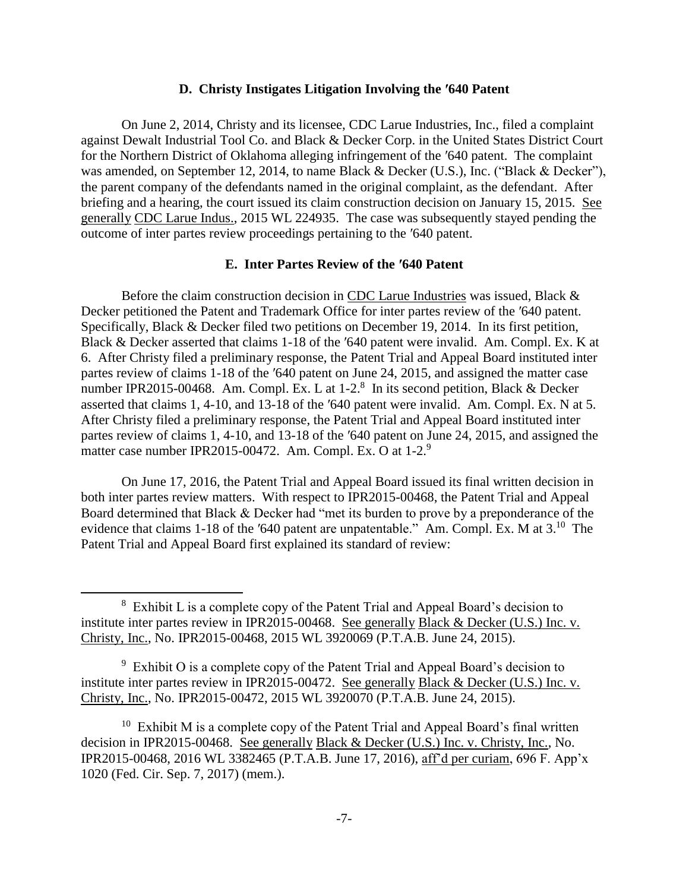### D. Christy Instigates Litigation Involving the ′640 Patent

On June 2, 2014, Christy and its licensee, CDC Larue Industries, Inc., filed a complaint against Dewalt Industrial Tool Co. and Black & Decker Corp. in the United States District Court for the Northern District of Oklahoma alleging infringement of the ′640 patent. The complaint was amended, on September 12, 2014, to name Black & Decker (U.S.), Inc. ("Black & Decker"), the parent company of the defendants named in the original complaint, as the defendant. After briefing and a hearing, the court issued its claim construction decision on January 15, 2015. See generally CDC Larue Indus., 2015 WL 224935. The case was subsequently stayed pending the outcome of inter partes review proceedings pertaining to the ′640 patent.

### E. Inter Partes Review of the ′640 Patent

Before the claim construction decision in CDC Larue Industries was issued, Black & Decker petitioned the Patent and Trademark Office for inter partes review of the ′640 patent. Specifically, Black & Decker filed two petitions on December 19, 2014. In its first petition, Black & Decker asserted that claims 1-18 of the ′640 patent were invalid. Am. Compl. Ex. K at 6. After Christy filed a preliminary response, the Patent Trial and Appeal Board instituted inter partes review of claims 1-18 of the ′640 patent on June 24, 2015, and assigned the matter case number IPR2015-00468. Am. Compl. Ex. L at 1-2.[8] In its second petition, Black & Decker asserted that claims 1, 4-10, and 13-18 of the ′640 patent were invalid. Am. Compl. Ex. N at 5. After Christy filed a preliminary response, the Patent Trial and Appeal Board instituted inter partes review of claims 1, 4-10, and 13-18 of the ′640 patent on June 24, 2015, and assigned the matter case number IPR2015-00472. Am. Compl. Ex. O at 1-2.[9]

On June 17, 2016, the Patent Trial and Appeal Board issued its final written decision in both inter partes review matters. With respect to IPR2015-00468, the Patent Trial and Appeal Board determined that Black & Decker had "met its burden to prove by a preponderance of the evidence that claims 1-18 of the ′640 patent are unpatentable." Am. Compl. Ex. M at 3.[10] The Patent Trial and Appeal Board first explained its standard of review:

---

[8] Exhibit L is a complete copy of the Patent Trial and Appeal Board's decision to institute inter partes review in IPR2015-00468. See generally Black & Decker (U.S.) Inc. v. Christy, Inc., No. IPR2015-00468, 2015 WL 3920069 (P.T.A.B. June 24, 2015).

[9] Exhibit O is a complete copy of the Patent Trial and Appeal Board's decision to institute inter partes review in IPR2015-00472. See generally Black & Decker (U.S.) Inc. v. Christy, Inc., No. IPR2015-00472, 2015 WL 3920070 (P.T.A.B. June 24, 2015).

[10] Exhibit M is a complete copy of the Patent Trial and Appeal Board's final written decision in IPR2015-00468. See generally Black & Decker (U.S.) Inc. v. Christy, Inc., No. IPR2015-00468, 2016 WL 3382465 (P.T.A.B. June 17, 2016), aff'd per curiam, 696 F. App'x 1020 (Fed. Cir. Sep. 7, 2017) (mem.).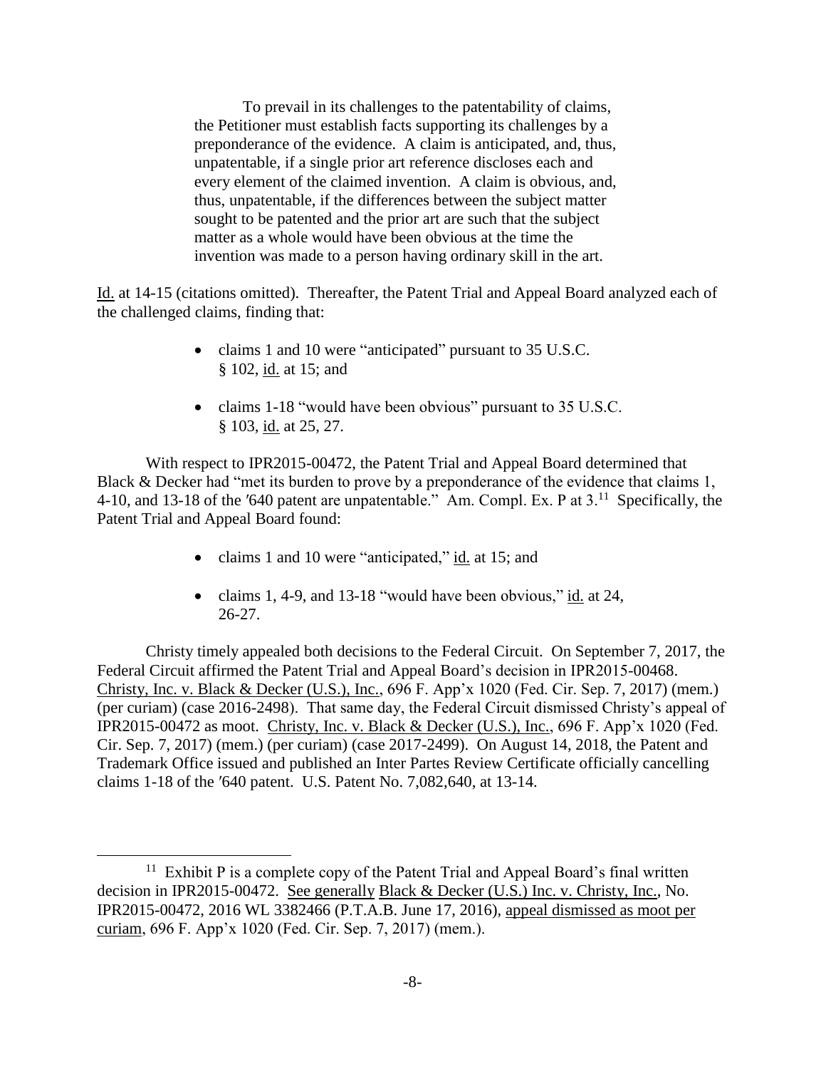> To prevail in its challenges to the patentability of claims, the Petitioner must establish facts supporting its challenges by a preponderance of the evidence. A claim is anticipated, and, thus, unpatentable, if a single prior art reference discloses each and every element of the claimed invention. A claim is obvious, and, thus, unpatentable, if the differences between the subject matter sought to be patented and the prior art are such that the subject matter as a whole would have been obvious at the time the invention was made to a person having ordinary skill in the art.

Id. at 14-15 (citations omitted). Thereafter, the Patent Trial and Appeal Board analyzed each of the challenged claims, finding that:

- claims 1 and 10 were "anticipated" pursuant to 35 U.S.C. § 102, id. at 15; and
- claims 1-18 "would have been obvious" pursuant to 35 U.S.C. § 103, id. at 25, 27.

With respect to IPR2015-00472, the Patent Trial and Appeal Board determined that Black & Decker had "met its burden to prove by a preponderance of the evidence that claims 1, 4-10, and 13-18 of the ′640 patent are unpatentable." Am. Compl. Ex. P at 3.[11] Specifically, the Patent Trial and Appeal Board found:

- claims 1 and 10 were "anticipated," id. at 15; and
- claims 1, 4-9, and 13-18 "would have been obvious," id. at 24, 26-27.

Christy timely appealed both decisions to the Federal Circuit. On September 7, 2017, the Federal Circuit affirmed the Patent Trial and Appeal Board's decision in IPR2015-00468. Christy, Inc. v. Black & Decker (U.S.), Inc., 696 F. App'x 1020 (Fed. Cir. Sep. 7, 2017) (mem.) (per curiam) (case 2016-2498). That same day, the Federal Circuit dismissed Christy's appeal of IPR2015-00472 as moot. Christy, Inc. v. Black & Decker (U.S.), Inc., 696 F. App'x 1020 (Fed. Cir. Sep. 7, 2017) (mem.) (per curiam) (case 2017-2499). On August 14, 2018, the Patent and Trademark Office issued and published an Inter Partes Review Certificate officially cancelling claims 1-18 of the ′640 patent. U.S. Patent No. 7,082,640, at 13-14.

---

[11] Exhibit P is a complete copy of the Patent Trial and Appeal Board's final written decision in IPR2015-00472. See generally Black & Decker (U.S.) Inc. v. Christy, Inc., No. IPR2015-00472, 2016 WL 3382466 (P.T.A.B. June 17, 2016), appeal dismissed as moot per curiam, 696 F. App'x 1020 (Fed. Cir. Sep. 7, 2017) (mem.).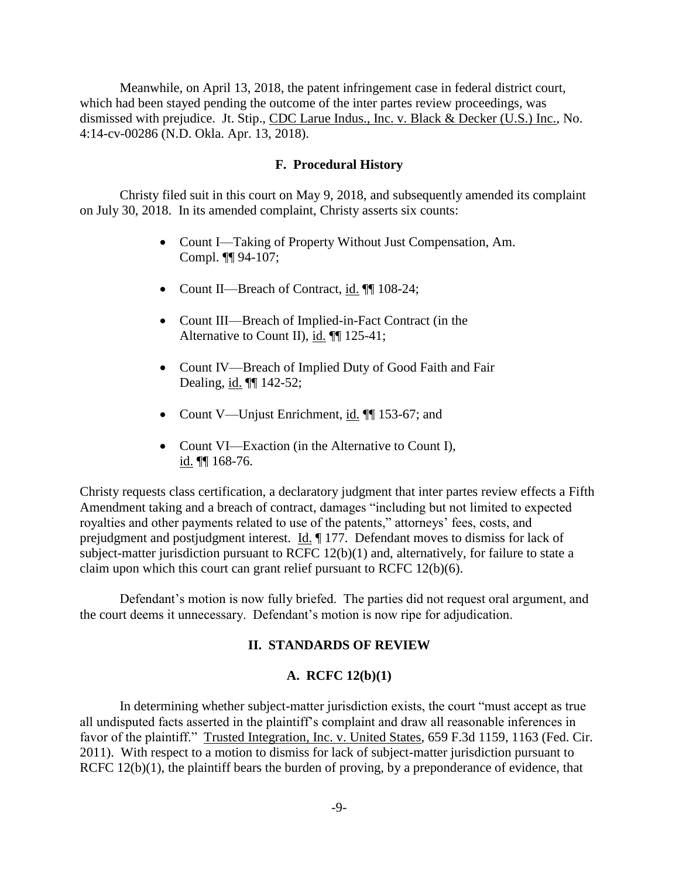Meanwhile, on April 13, 2018, the patent infringement case in federal district court, which had been stayed pending the outcome of the inter partes review proceedings, was dismissed with prejudice. Jt. Stip., CDC Larue Indus., Inc. v. Black & Decker (U.S.) Inc., No. 4:14-cv-00286 (N.D. Okla. Apr. 13, 2018).

### F. Procedural History

Christy filed suit in this court on May 9, 2018, and subsequently amended its complaint on July 30, 2018. In its amended complaint, Christy asserts six counts:

- Count I—Taking of Property Without Just Compensation, Am. Compl. ¶¶ 94-107;
- Count II—Breach of Contract, id. ¶¶ 108-24;
- Count III—Breach of Implied-in-Fact Contract (in the Alternative to Count II), id. ¶¶ 125-41;
- Count IV—Breach of Implied Duty of Good Faith and Fair Dealing, id. ¶¶ 142-52;
- Count V—Unjust Enrichment, id. ¶¶ 153-67; and
- Count VI—Exaction (in the Alternative to Count I), id. ¶¶ 168-76.

Christy requests class certification, a declaratory judgment that inter partes review effects a Fifth Amendment taking and a breach of contract, damages "including but not limited to expected royalties and other payments related to use of the patents," attorneys' fees, costs, and prejudgment and postjudgment interest. Id. ¶ 177. Defendant moves to dismiss for lack of subject-matter jurisdiction pursuant to RCFC 12(b)(1) and, alternatively, for failure to state a claim upon which this court can grant relief pursuant to RCFC 12(b)(6).

Defendant's motion is now fully briefed. The parties did not request oral argument, and the court deems it unnecessary. Defendant's motion is now ripe for adjudication.

## II. STANDARDS OF REVIEW

### A. RCFC 12(b)(1)

In determining whether subject-matter jurisdiction exists, the court "must accept as true all undisputed facts asserted in the plaintiff's complaint and draw all reasonable inferences in favor of the plaintiff." Trusted Integration, Inc. v. United States, 659 F.3d 1159, 1163 (Fed. Cir. 2011). With respect to a motion to dismiss for lack of subject-matter jurisdiction pursuant to RCFC 12(b)(1), the plaintiff bears the burden of proving, by a preponderance of evidence, that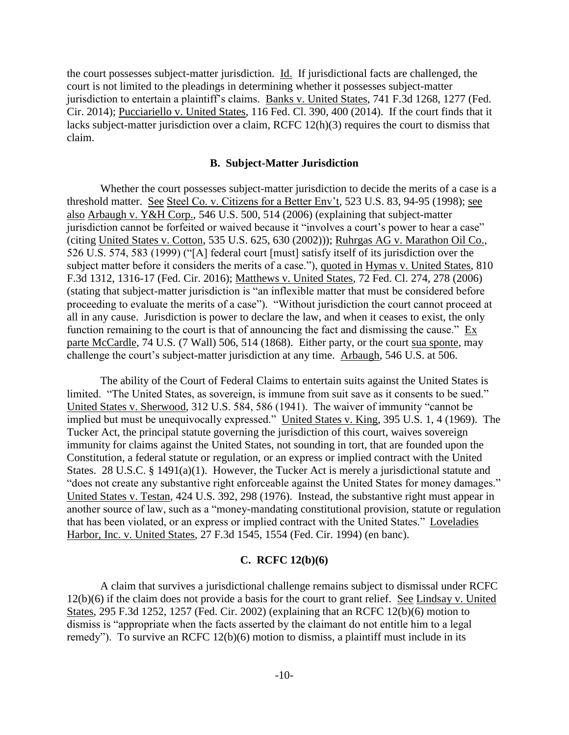the court possesses subject-matter jurisdiction. Id. If jurisdictional facts are challenged, the court is not limited to the pleadings in determining whether it possesses subject-matter jurisdiction to entertain a plaintiff's claims. Banks v. United States, 741 F.3d 1268, 1277 (Fed. Cir. 2014); Pucciariello v. United States, 116 Fed. Cl. 390, 400 (2014). If the court finds that it lacks subject-matter jurisdiction over a claim, RCFC 12(h)(3) requires the court to dismiss that claim.

### B. Subject-Matter Jurisdiction

Whether the court possesses subject-matter jurisdiction to decide the merits of a case is a threshold matter. See Steel Co. v. Citizens for a Better Env't, 523 U.S. 83, 94-95 (1998); see also Arbaugh v. Y&H Corp., 546 U.S. 500, 514 (2006) (explaining that subject-matter jurisdiction cannot be forfeited or waived because it "involves a court's power to hear a case" (citing United States v. Cotton, 535 U.S. 625, 630 (2002))); Ruhrgas AG v. Marathon Oil Co., 526 U.S. 574, 583 (1999) ("[A] federal court [must] satisfy itself of its jurisdiction over the subject matter before it considers the merits of a case."), quoted in Hymas v. United States, 810 F.3d 1312, 1316-17 (Fed. Cir. 2016); Matthews v. United States, 72 Fed. Cl. 274, 278 (2006) (stating that subject-matter jurisdiction is "an inflexible matter that must be considered before proceeding to evaluate the merits of a case"). "Without jurisdiction the court cannot proceed at all in any cause. Jurisdiction is power to declare the law, and when it ceases to exist, the only function remaining to the court is that of announcing the fact and dismissing the cause." Ex parte McCardle, 74 U.S. (7 Wall) 506, 514 (1868). Either party, or the court sua sponte, may challenge the court's subject-matter jurisdiction at any time. Arbaugh, 546 U.S. at 506.

The ability of the Court of Federal Claims to entertain suits against the United States is limited. "The United States, as sovereign, is immune from suit save as it consents to be sued." United States v. Sherwood, 312 U.S. 584, 586 (1941). The waiver of immunity "cannot be implied but must be unequivocally expressed." United States v. King, 395 U.S. 1, 4 (1969). The Tucker Act, the principal statute governing the jurisdiction of this court, waives sovereign immunity for claims against the United States, not sounding in tort, that are founded upon the Constitution, a federal statute or regulation, or an express or implied contract with the United States. 28 U.S.C. § 1491(a)(1). However, the Tucker Act is merely a jurisdictional statute and "does not create any substantive right enforceable against the United States for money damages." United States v. Testan, 424 U.S. 392, 298 (1976). Instead, the substantive right must appear in another source of law, such as a "money-mandating constitutional provision, statute or regulation that has been violated, or an express or implied contract with the United States." Loveladies Harbor, Inc. v. United States, 27 F.3d 1545, 1554 (Fed. Cir. 1994) (en banc).

### C. RCFC 12(b)(6)

A claim that survives a jurisdictional challenge remains subject to dismissal under RCFC 12(b)(6) if the claim does not provide a basis for the court to grant relief. See Lindsay v. United States, 295 F.3d 1252, 1257 (Fed. Cir. 2002) (explaining that an RCFC 12(b)(6) motion to dismiss is "appropriate when the facts asserted by the claimant do not entitle him to a legal remedy"). To survive an RCFC 12(b)(6) motion to dismiss, a plaintiff must include in its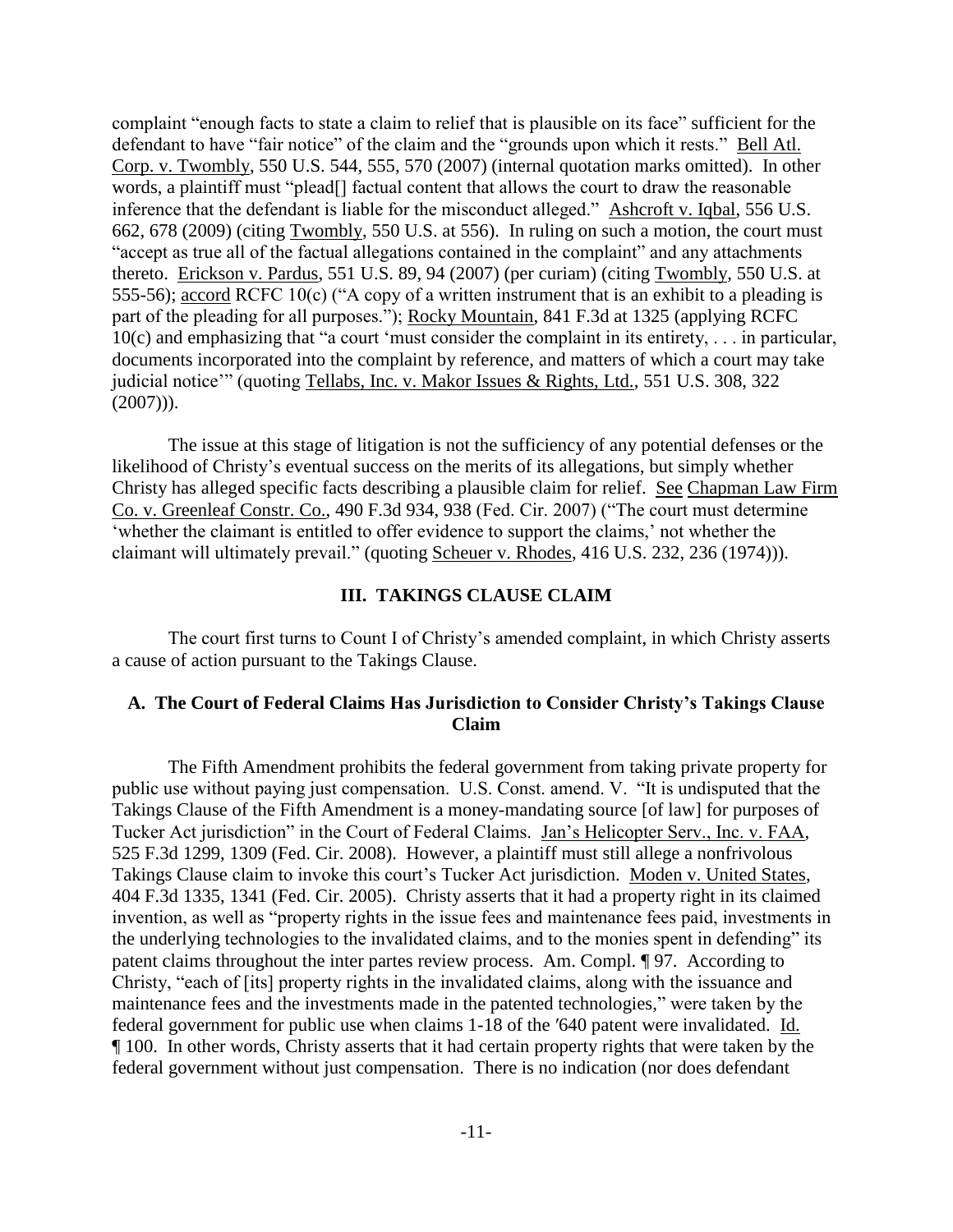complaint "enough facts to state a claim to relief that is plausible on its face" sufficient for the defendant to have "fair notice" of the claim and the "grounds upon which it rests." Bell Atl. Corp. v. Twombly, 550 U.S. 544, 555, 570 (2007) (internal quotation marks omitted). In other words, a plaintiff must "plead[] factual content that allows the court to draw the reasonable inference that the defendant is liable for the misconduct alleged." Ashcroft v. Iqbal, 556 U.S. 662, 678 (2009) (citing Twombly, 550 U.S. at 556). In ruling on such a motion, the court must "accept as true all of the factual allegations contained in the complaint" and any attachments thereto. Erickson v. Pardus, 551 U.S. 89, 94 (2007) (per curiam) (citing Twombly, 550 U.S. at 555-56); accord RCFC 10(c) ("A copy of a written instrument that is an exhibit to a pleading is part of the pleading for all purposes."); Rocky Mountain, 841 F.3d at 1325 (applying RCFC 10(c) and emphasizing that "a court 'must consider the complaint in its entirety, . . . in particular, documents incorporated into the complaint by reference, and matters of which a court may take judicial notice'" (quoting Tellabs, Inc. v. Makor Issues & Rights, Ltd., 551 U.S. 308, 322 (2007))).

The issue at this stage of litigation is not the sufficiency of any potential defenses or the likelihood of Christy's eventual success on the merits of its allegations, but simply whether Christy has alleged specific facts describing a plausible claim for relief. See Chapman Law Firm Co. v. Greenleaf Constr. Co., 490 F.3d 934, 938 (Fed. Cir. 2007) ("The court must determine 'whether the claimant is entitled to offer evidence to support the claims,' not whether the claimant will ultimately prevail." (quoting Scheuer v. Rhodes, 416 U.S. 232, 236 (1974))).

## III. TAKINGS CLAUSE CLAIM

The court first turns to Count I of Christy's amended complaint, in which Christy asserts a cause of action pursuant to the Takings Clause.

### A. The Court of Federal Claims Has Jurisdiction to Consider Christy's Takings Clause Claim

The Fifth Amendment prohibits the federal government from taking private property for public use without paying just compensation. U.S. Const. amend. V. "It is undisputed that the Takings Clause of the Fifth Amendment is a money-mandating source [of law] for purposes of Tucker Act jurisdiction" in the Court of Federal Claims. Jan's Helicopter Serv., Inc. v. FAA, 525 F.3d 1299, 1309 (Fed. Cir. 2008). However, a plaintiff must still allege a nonfrivolous Takings Clause claim to invoke this court's Tucker Act jurisdiction. Moden v. United States, 404 F.3d 1335, 1341 (Fed. Cir. 2005). Christy asserts that it had a property right in its claimed invention, as well as "property rights in the issue fees and maintenance fees paid, investments in the underlying technologies to the invalidated claims, and to the monies spent in defending" its patent claims throughout the inter partes review process. Am. Compl. ¶ 97. According to Christy, "each of [its] property rights in the invalidated claims, along with the issuance and maintenance fees and the investments made in the patented technologies," were taken by the federal government for public use when claims 1-18 of the ′640 patent were invalidated. Id. ¶ 100. In other words, Christy asserts that it had certain property rights that were taken by the federal government without just compensation. There is no indication (nor does defendant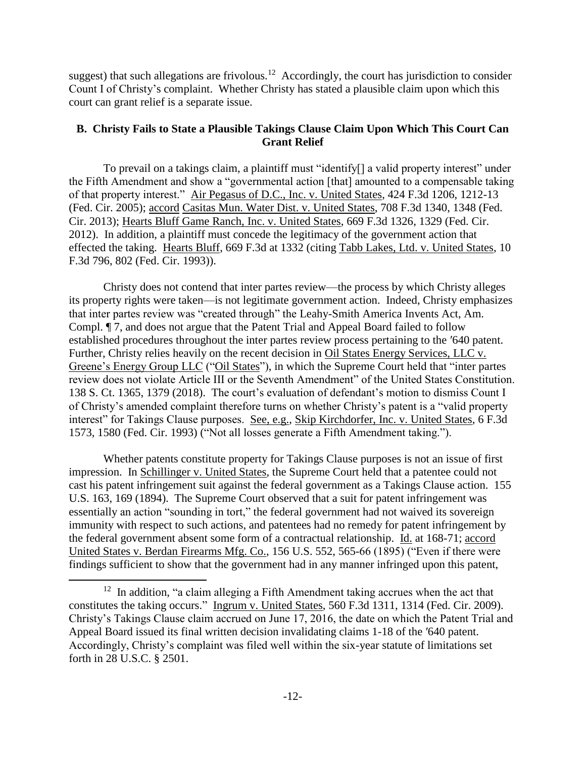suggest) that such allegations are frivolous.[12] Accordingly, the court has jurisdiction to consider Count I of Christy's complaint. Whether Christy has stated a plausible claim upon which this court can grant relief is a separate issue.

### B. Christy Fails to State a Plausible Takings Clause Claim Upon Which This Court Can Grant Relief

To prevail on a takings claim, a plaintiff must "identify[] a valid property interest" under the Fifth Amendment and show a "governmental action [that] amounted to a compensable taking of that property interest." Air Pegasus of D.C., Inc. v. United States, 424 F.3d 1206, 1212-13 (Fed. Cir. 2005); accord Casitas Mun. Water Dist. v. United States, 708 F.3d 1340, 1348 (Fed. Cir. 2013); Hearts Bluff Game Ranch, Inc. v. United States, 669 F.3d 1326, 1329 (Fed. Cir. 2012). In addition, a plaintiff must concede the legitimacy of the government action that effected the taking. Hearts Bluff, 669 F.3d at 1332 (citing Tabb Lakes, Ltd. v. United States, 10 F.3d 796, 802 (Fed. Cir. 1993)).

Christy does not contend that inter partes review—the process by which Christy alleges its property rights were taken—is not legitimate government action. Indeed, Christy emphasizes that inter partes review was "created through" the Leahy-Smith America Invents Act, Am. Compl. ¶ 7, and does not argue that the Patent Trial and Appeal Board failed to follow established procedures throughout the inter partes review process pertaining to the ′640 patent. Further, Christy relies heavily on the recent decision in Oil States Energy Services, LLC v. Greene's Energy Group LLC ("Oil States"), in which the Supreme Court held that "inter partes review does not violate Article III or the Seventh Amendment" of the United States Constitution. 138 S. Ct. 1365, 1379 (2018). The court's evaluation of defendant's motion to dismiss Count I of Christy's amended complaint therefore turns on whether Christy's patent is a "valid property interest" for Takings Clause purposes. See, e.g., Skip Kirchdorfer, Inc. v. United States, 6 F.3d 1573, 1580 (Fed. Cir. 1993) ("Not all losses generate a Fifth Amendment taking.").

Whether patents constitute property for Takings Clause purposes is not an issue of first impression. In Schillinger v. United States, the Supreme Court held that a patentee could not cast his patent infringement suit against the federal government as a Takings Clause action. 155 U.S. 163, 169 (1894). The Supreme Court observed that a suit for patent infringement was essentially an action "sounding in tort," the federal government had not waived its sovereign immunity with respect to such actions, and patentees had no remedy for patent infringement by the federal government absent some form of a contractual relationship. Id. at 168-71; accord United States v. Berdan Firearms Mfg. Co., 156 U.S. 552, 565-66 (1895) ("Even if there were findings sufficient to show that the government had in any manner infringed upon this patent,

---

[12] In addition, "a claim alleging a Fifth Amendment taking accrues when the act that constitutes the taking occurs." Ingrum v. United States, 560 F.3d 1311, 1314 (Fed. Cir. 2009). Christy's Takings Clause claim accrued on June 17, 2016, the date on which the Patent Trial and Appeal Board issued its final written decision invalidating claims 1-18 of the ′640 patent. Accordingly, Christy's complaint was filed well within the six-year statute of limitations set forth in 28 U.S.C. § 2501.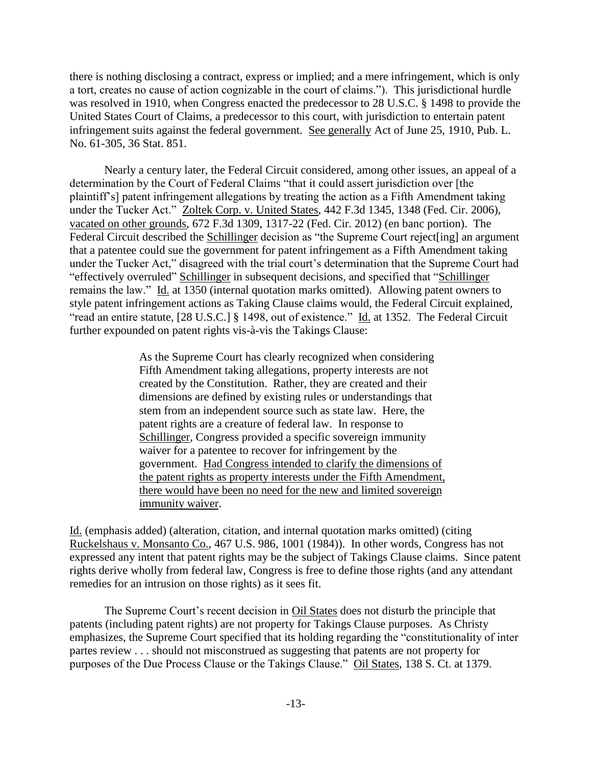there is nothing disclosing a contract, express or implied; and a mere infringement, which is only a tort, creates no cause of action cognizable in the court of claims."). This jurisdictional hurdle was resolved in 1910, when Congress enacted the predecessor to 28 U.S.C. § 1498 to provide the United States Court of Claims, a predecessor to this court, with jurisdiction to entertain patent infringement suits against the federal government. See generally Act of June 25, 1910, Pub. L. No. 61-305, 36 Stat. 851.

Nearly a century later, the Federal Circuit considered, among other issues, an appeal of a determination by the Court of Federal Claims "that it could assert jurisdiction over [the plaintiff's] patent infringement allegations by treating the action as a Fifth Amendment taking under the Tucker Act." Zoltek Corp. v. United States, 442 F.3d 1345, 1348 (Fed. Cir. 2006), vacated on other grounds, 672 F.3d 1309, 1317-22 (Fed. Cir. 2012) (en banc portion). The Federal Circuit described the Schillinger decision as "the Supreme Court reject[ing] an argument that a patentee could sue the government for patent infringement as a Fifth Amendment taking under the Tucker Act," disagreed with the trial court's determination that the Supreme Court had "effectively overruled" Schillinger in subsequent decisions, and specified that "Schillinger remains the law." Id. at 1350 (internal quotation marks omitted). Allowing patent owners to style patent infringement actions as Taking Clause claims would, the Federal Circuit explained, "read an entire statute, [28 U.S.C.] § 1498, out of existence." Id. at 1352. The Federal Circuit further expounded on patent rights vis-à-vis the Takings Clause:

> As the Supreme Court has clearly recognized when considering Fifth Amendment taking allegations, property interests are not created by the Constitution. Rather, they are created and their dimensions are defined by existing rules or understandings that stem from an independent source such as state law. Here, the patent rights are a creature of federal law. In response to Schillinger, Congress provided a specific sovereign immunity waiver for a patentee to recover for infringement by the government. <u>Had Congress intended to clarify the dimensions of the patent rights as property interests under the Fifth Amendment, there would have been no need for the new and limited sovereign immunity waiver</u>.

Id. (emphasis added) (alteration, citation, and internal quotation marks omitted) (citing Ruckelshaus v. Monsanto Co., 467 U.S. 986, 1001 (1984)). In other words, Congress has not expressed any intent that patent rights may be the subject of Takings Clause claims. Since patent rights derive wholly from federal law, Congress is free to define those rights (and any attendant remedies for an intrusion on those rights) as it sees fit.

The Supreme Court's recent decision in Oil States does not disturb the principle that patents (including patent rights) are not property for Takings Clause purposes. As Christy emphasizes, the Supreme Court specified that its holding regarding the "constitutionality of inter partes review . . . should not misconstrued as suggesting that patents are not property for purposes of the Due Process Clause or the Takings Clause." Oil States, 138 S. Ct. at 1379.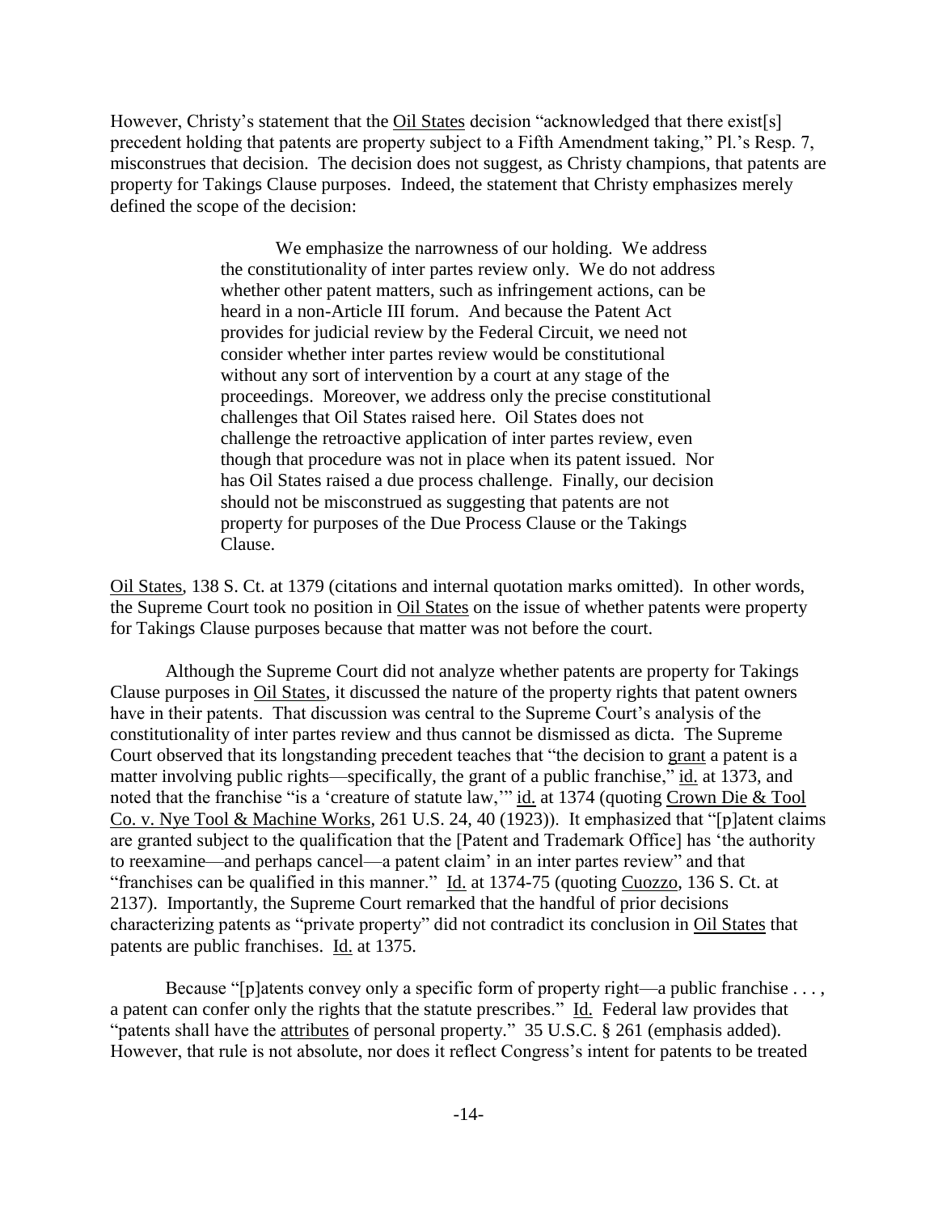However, Christy's statement that the Oil States decision "acknowledged that there exist[s] precedent holding that patents are property subject to a Fifth Amendment taking," Pl.'s Resp. 7, misconstrues that decision. The decision does not suggest, as Christy champions, that patents are property for Takings Clause purposes. Indeed, the statement that Christy emphasizes merely defined the scope of the decision:

> We emphasize the narrowness of our holding. We address the constitutionality of inter partes review only. We do not address whether other patent matters, such as infringement actions, can be heard in a non-Article III forum. And because the Patent Act provides for judicial review by the Federal Circuit, we need not consider whether inter partes review would be constitutional without any sort of intervention by a court at any stage of the proceedings. Moreover, we address only the precise constitutional challenges that Oil States raised here. Oil States does not challenge the retroactive application of inter partes review, even though that procedure was not in place when its patent issued. Nor has Oil States raised a due process challenge. Finally, our decision should not be misconstrued as suggesting that patents are not property for purposes of the Due Process Clause or the Takings Clause.

Oil States, 138 S. Ct. at 1379 (citations and internal quotation marks omitted). In other words, the Supreme Court took no position in Oil States on the issue of whether patents were property for Takings Clause purposes because that matter was not before the court.

Although the Supreme Court did not analyze whether patents are property for Takings Clause purposes in Oil States, it discussed the nature of the property rights that patent owners have in their patents. That discussion was central to the Supreme Court's analysis of the constitutionality of inter partes review and thus cannot be dismissed as dicta. The Supreme Court observed that its longstanding precedent teaches that "the decision to grant a patent is a matter involving public rights—specifically, the grant of a public franchise," id. at 1373, and noted that the franchise "is a 'creature of statute law,'" id. at 1374 (quoting Crown Die & Tool Co. v. Nye Tool & Machine Works, 261 U.S. 24, 40 (1923)). It emphasized that "[p]atent claims are granted subject to the qualification that the [Patent and Trademark Office] has 'the authority to reexamine—and perhaps cancel—a patent claim' in an inter partes review" and that "franchises can be qualified in this manner." Id. at 1374-75 (quoting Cuozzo, 136 S. Ct. at 2137). Importantly, the Supreme Court remarked that the handful of prior decisions characterizing patents as "private property" did not contradict its conclusion in Oil States that patents are public franchises. Id. at 1375.

Because "[p]atents convey only a specific form of property right—a public franchise . . . , a patent can confer only the rights that the statute prescribes." Id. Federal law provides that "patents shall have the attributes of personal property." 35 U.S.C. § 261 (emphasis added). However, that rule is not absolute, nor does it reflect Congress's intent for patents to be treated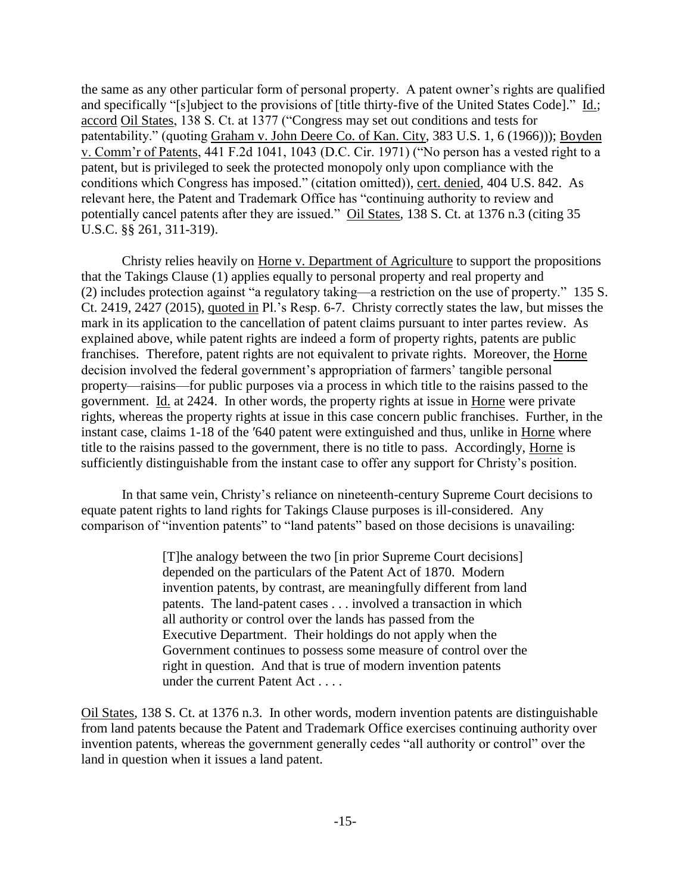the same as any other particular form of personal property. A patent owner's rights are qualified and specifically "[s]ubject to the provisions of [title thirty-five of the United States Code]." Id.; accord Oil States, 138 S. Ct. at 1377 ("Congress may set out conditions and tests for patentability." (quoting Graham v. John Deere Co. of Kan. City, 383 U.S. 1, 6 (1966))); Boyden v. Comm'r of Patents, 441 F.2d 1041, 1043 (D.C. Cir. 1971) ("No person has a vested right to a patent, but is privileged to seek the protected monopoly only upon compliance with the conditions which Congress has imposed." (citation omitted)), cert. denied, 404 U.S. 842. As relevant here, the Patent and Trademark Office has "continuing authority to review and potentially cancel patents after they are issued." Oil States, 138 S. Ct. at 1376 n.3 (citing 35 U.S.C. §§ 261, 311-319).

Christy relies heavily on Horne v. Department of Agriculture to support the propositions that the Takings Clause (1) applies equally to personal property and real property and (2) includes protection against "a regulatory taking—a restriction on the use of property." 135 S. Ct. 2419, 2427 (2015), quoted in Pl.'s Resp. 6-7. Christy correctly states the law, but misses the mark in its application to the cancellation of patent claims pursuant to inter partes review. As explained above, while patent rights are indeed a form of property rights, patents are public franchises. Therefore, patent rights are not equivalent to private rights. Moreover, the Horne decision involved the federal government's appropriation of farmers' tangible personal property—raisins—for public purposes via a process in which title to the raisins passed to the government. Id. at 2424. In other words, the property rights at issue in Horne were private rights, whereas the property rights at issue in this case concern public franchises. Further, in the instant case, claims 1-18 of the ′640 patent were extinguished and thus, unlike in Horne where title to the raisins passed to the government, there is no title to pass. Accordingly, Horne is sufficiently distinguishable from the instant case to offer any support for Christy's position.

In that same vein, Christy's reliance on nineteenth-century Supreme Court decisions to equate patent rights to land rights for Takings Clause purposes is ill-considered. Any comparison of "invention patents" to "land patents" based on those decisions is unavailing:

> [T]he analogy between the two [in prior Supreme Court decisions] depended on the particulars of the Patent Act of 1870. Modern invention patents, by contrast, are meaningfully different from land patents. The land-patent cases . . . involved a transaction in which all authority or control over the lands has passed from the Executive Department. Their holdings do not apply when the Government continues to possess some measure of control over the right in question. And that is true of modern invention patents under the current Patent Act . . . .

Oil States, 138 S. Ct. at 1376 n.3. In other words, modern invention patents are distinguishable from land patents because the Patent and Trademark Office exercises continuing authority over invention patents, whereas the government generally cedes "all authority or control" over the land in question when it issues a land patent.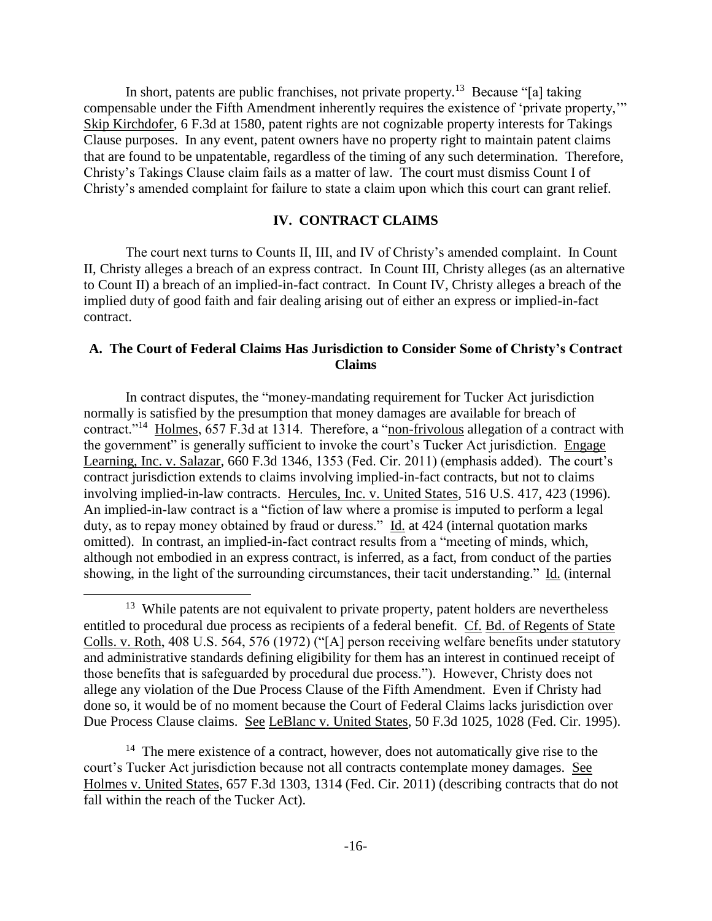In short, patents are public franchises, not private property.[13] Because "[a] taking compensable under the Fifth Amendment inherently requires the existence of 'private property,'" Skip Kirchdofer, 6 F.3d at 1580, patent rights are not cognizable property interests for Takings Clause purposes. In any event, patent owners have no property right to maintain patent claims that are found to be unpatentable, regardless of the timing of any such determination. Therefore, Christy's Takings Clause claim fails as a matter of law. The court must dismiss Count I of Christy's amended complaint for failure to state a claim upon which this court can grant relief.

## IV. CONTRACT CLAIMS

The court next turns to Counts II, III, and IV of Christy's amended complaint. In Count II, Christy alleges a breach of an express contract. In Count III, Christy alleges (as an alternative to Count II) a breach of an implied-in-fact contract. In Count IV, Christy alleges a breach of the implied duty of good faith and fair dealing arising out of either an express or implied-in-fact contract.

### A. The Court of Federal Claims Has Jurisdiction to Consider Some of Christy's Contract Claims

In contract disputes, the "money-mandating requirement for Tucker Act jurisdiction normally is satisfied by the presumption that money damages are available for breach of contract."[14] Holmes, 657 F.3d at 1314. Therefore, a "non-frivolous allegation of a contract with the government" is generally sufficient to invoke the court's Tucker Act jurisdiction. Engage Learning, Inc. v. Salazar, 660 F.3d 1346, 1353 (Fed. Cir. 2011) (emphasis added). The court's contract jurisdiction extends to claims involving implied-in-fact contracts, but not to claims involving implied-in-law contracts. Hercules, Inc. v. United States, 516 U.S. 417, 423 (1996). An implied-in-law contract is a "fiction of law where a promise is imputed to perform a legal duty, as to repay money obtained by fraud or duress." Id. at 424 (internal quotation marks omitted). In contrast, an implied-in-fact contract results from a "meeting of minds, which, although not embodied in an express contract, is inferred, as a fact, from conduct of the parties showing, in the light of the surrounding circumstances, their tacit understanding." Id. (internal

---

[13] While patents are not equivalent to private property, patent holders are nevertheless entitled to procedural due process as recipients of a federal benefit. Cf. Bd. of Regents of State Colls. v. Roth, 408 U.S. 564, 576 (1972) ("[A] person receiving welfare benefits under statutory and administrative standards defining eligibility for them has an interest in continued receipt of those benefits that is safeguarded by procedural due process."). However, Christy does not allege any violation of the Due Process Clause of the Fifth Amendment. Even if Christy had done so, it would be of no moment because the Court of Federal Claims lacks jurisdiction over Due Process Clause claims. See LeBlanc v. United States, 50 F.3d 1025, 1028 (Fed. Cir. 1995).

[14] The mere existence of a contract, however, does not automatically give rise to the court's Tucker Act jurisdiction because not all contracts contemplate money damages. See Holmes v. United States, 657 F.3d 1303, 1314 (Fed. Cir. 2011) (describing contracts that do not fall within the reach of the Tucker Act).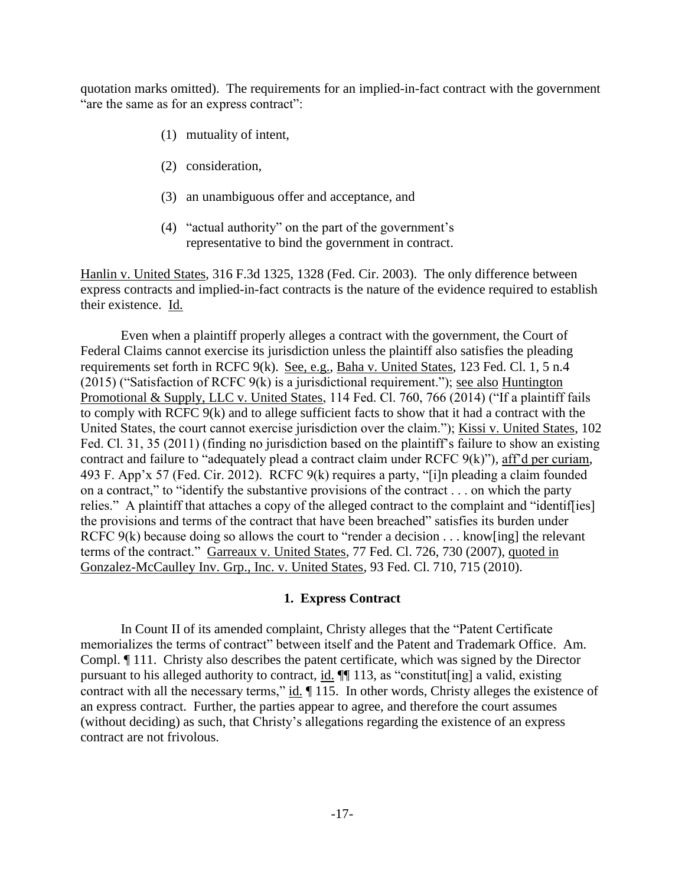quotation marks omitted). The requirements for an implied-in-fact contract with the government "are the same as for an express contract":

> (1) mutuality of intent,
>
> (2) consideration,
>
> (3) an unambiguous offer and acceptance, and
>
> (4) "actual authority" on the part of the government's representative to bind the government in contract.

Hanlin v. United States, 316 F.3d 1325, 1328 (Fed. Cir. 2003). The only difference between express contracts and implied-in-fact contracts is the nature of the evidence required to establish their existence. Id.

Even when a plaintiff properly alleges a contract with the government, the Court of Federal Claims cannot exercise its jurisdiction unless the plaintiff also satisfies the pleading requirements set forth in RCFC 9(k). See, e.g., Baha v. United States, 123 Fed. Cl. 1, 5 n.4 (2015) ("Satisfaction of RCFC 9(k) is a jurisdictional requirement."); see also Huntington Promotional & Supply, LLC v. United States, 114 Fed. Cl. 760, 766 (2014) ("If a plaintiff fails to comply with RCFC 9(k) and to allege sufficient facts to show that it had a contract with the United States, the court cannot exercise jurisdiction over the claim."); Kissi v. United States, 102 Fed. Cl. 31, 35 (2011) (finding no jurisdiction based on the plaintiff's failure to show an existing contract and failure to "adequately plead a contract claim under RCFC 9(k)"), aff'd per curiam, 493 F. App'x 57 (Fed. Cir. 2012). RCFC 9(k) requires a party, "[i]n pleading a claim founded on a contract," to "identify the substantive provisions of the contract . . . on which the party relies." A plaintiff that attaches a copy of the alleged contract to the complaint and "identif[ies] the provisions and terms of the contract that have been breached" satisfies its burden under RCFC 9(k) because doing so allows the court to "render a decision . . . know[ing] the relevant terms of the contract." Garreaux v. United States, 77 Fed. Cl. 726, 730 (2007), quoted in Gonzalez-McCaulley Inv. Grp., Inc. v. United States, 93 Fed. Cl. 710, 715 (2010).

### 1. Express Contract

In Count II of its amended complaint, Christy alleges that the "Patent Certificate memorializes the terms of contract" between itself and the Patent and Trademark Office. Am. Compl. ¶ 111. Christy also describes the patent certificate, which was signed by the Director pursuant to his alleged authority to contract, id. ¶¶ 113, as "constitut[ing] a valid, existing contract with all the necessary terms," id. ¶ 115. In other words, Christy alleges the existence of an express contract. Further, the parties appear to agree, and therefore the court assumes (without deciding) as such, that Christy's allegations regarding the existence of an express contract are not frivolous.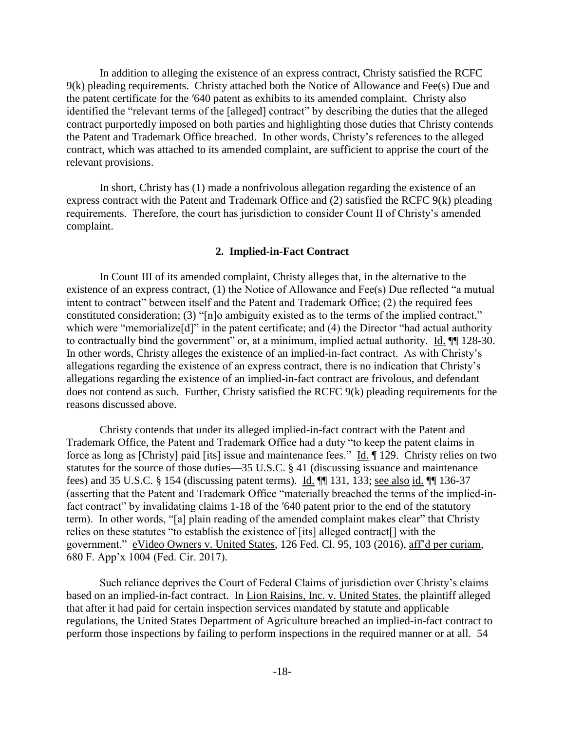In addition to alleging the existence of an express contract, Christy satisfied the RCFC 9(k) pleading requirements. Christy attached both the Notice of Allowance and Fee(s) Due and the patent certificate for the ′640 patent as exhibits to its amended complaint. Christy also identified the "relevant terms of the [alleged] contract" by describing the duties that the alleged contract purportedly imposed on both parties and highlighting those duties that Christy contends the Patent and Trademark Office breached. In other words, Christy's references to the alleged contract, which was attached to its amended complaint, are sufficient to apprise the court of the relevant provisions.

In short, Christy has (1) made a nonfrivolous allegation regarding the existence of an express contract with the Patent and Trademark Office and (2) satisfied the RCFC 9(k) pleading requirements. Therefore, the court has jurisdiction to consider Count II of Christy's amended complaint.

### 2. Implied-in-Fact Contract

In Count III of its amended complaint, Christy alleges that, in the alternative to the existence of an express contract, (1) the Notice of Allowance and Fee(s) Due reflected "a mutual intent to contract" between itself and the Patent and Trademark Office; (2) the required fees constituted consideration; (3) "[n]o ambiguity existed as to the terms of the implied contract," which were "memorialize[d]" in the patent certificate; and (4) the Director "had actual authority to contractually bind the government" or, at a minimum, implied actual authority. Id. ¶¶ 128-30. In other words, Christy alleges the existence of an implied-in-fact contract. As with Christy's allegations regarding the existence of an express contract, there is no indication that Christy's allegations regarding the existence of an implied-in-fact contract are frivolous, and defendant does not contend as such. Further, Christy satisfied the RCFC 9(k) pleading requirements for the reasons discussed above.

Christy contends that under its alleged implied-in-fact contract with the Patent and Trademark Office, the Patent and Trademark Office had a duty "to keep the patent claims in force as long as [Christy] paid [its] issue and maintenance fees." Id. ¶ 129. Christy relies on two statutes for the source of those duties—35 U.S.C. § 41 (discussing issuance and maintenance fees) and 35 U.S.C. § 154 (discussing patent terms). Id. ¶¶ 131, 133; see also id. ¶¶ 136-37 (asserting that the Patent and Trademark Office "materially breached the terms of the implied-in-fact contract" by invalidating claims 1-18 of the ′640 patent prior to the end of the statutory term). In other words, "[a] plain reading of the amended complaint makes clear" that Christy relies on these statutes "to establish the existence of [its] alleged contract[] with the government." eVideo Owners v. United States, 126 Fed. Cl. 95, 103 (2016), aff'd per curiam, 680 F. App'x 1004 (Fed. Cir. 2017).

Such reliance deprives the Court of Federal Claims of jurisdiction over Christy's claims based on an implied-in-fact contract. In Lion Raisins, Inc. v. United States, the plaintiff alleged that after it had paid for certain inspection services mandated by statute and applicable regulations, the United States Department of Agriculture breached an implied-in-fact contract to perform those inspections by failing to perform inspections in the required manner or at all. 54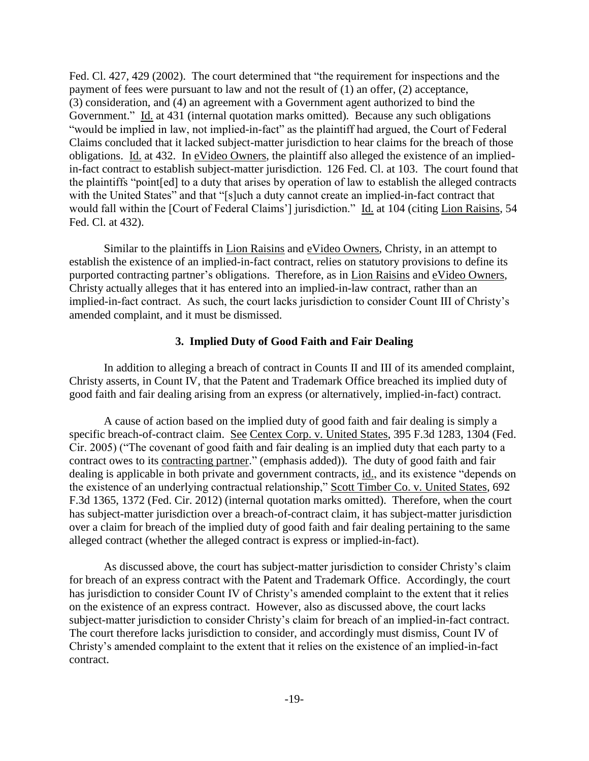Fed. Cl. 427, 429 (2002). The court determined that "the requirement for inspections and the payment of fees were pursuant to law and not the result of (1) an offer, (2) acceptance, (3) consideration, and (4) an agreement with a Government agent authorized to bind the Government." Id. at 431 (internal quotation marks omitted). Because any such obligations "would be implied in law, not implied-in-fact" as the plaintiff had argued, the Court of Federal Claims concluded that it lacked subject-matter jurisdiction to hear claims for the breach of those obligations. Id. at 432. In eVideo Owners, the plaintiff also alleged the existence of an implied-in-fact contract to establish subject-matter jurisdiction. 126 Fed. Cl. at 103. The court found that the plaintiffs "point[ed] to a duty that arises by operation of law to establish the alleged contracts with the United States" and that "[s]uch a duty cannot create an implied-in-fact contract that would fall within the [Court of Federal Claims'] jurisdiction." Id. at 104 (citing Lion Raisins, 54 Fed. Cl. at 432).

Similar to the plaintiffs in Lion Raisins and eVideo Owners, Christy, in an attempt to establish the existence of an implied-in-fact contract, relies on statutory provisions to define its purported contracting partner's obligations. Therefore, as in Lion Raisins and eVideo Owners, Christy actually alleges that it has entered into an implied-in-law contract, rather than an implied-in-fact contract. As such, the court lacks jurisdiction to consider Count III of Christy's amended complaint, and it must be dismissed.

### 3. Implied Duty of Good Faith and Fair Dealing

In addition to alleging a breach of contract in Counts II and III of its amended complaint, Christy asserts, in Count IV, that the Patent and Trademark Office breached its implied duty of good faith and fair dealing arising from an express (or alternatively, implied-in-fact) contract.

A cause of action based on the implied duty of good faith and fair dealing is simply a specific breach-of-contract claim. See Centex Corp. v. United States, 395 F.3d 1283, 1304 (Fed. Cir. 2005) ("The covenant of good faith and fair dealing is an implied duty that each party to a contract owes to its contracting partner." (emphasis added)). The duty of good faith and fair dealing is applicable in both private and government contracts, id., and its existence "depends on the existence of an underlying contractual relationship," Scott Timber Co. v. United States, 692 F.3d 1365, 1372 (Fed. Cir. 2012) (internal quotation marks omitted). Therefore, when the court has subject-matter jurisdiction over a breach-of-contract claim, it has subject-matter jurisdiction over a claim for breach of the implied duty of good faith and fair dealing pertaining to the same alleged contract (whether the alleged contract is express or implied-in-fact).

As discussed above, the court has subject-matter jurisdiction to consider Christy's claim for breach of an express contract with the Patent and Trademark Office. Accordingly, the court has jurisdiction to consider Count IV of Christy's amended complaint to the extent that it relies on the existence of an express contract. However, also as discussed above, the court lacks subject-matter jurisdiction to consider Christy's claim for breach of an implied-in-fact contract. The court therefore lacks jurisdiction to consider, and accordingly must dismiss, Count IV of Christy's amended complaint to the extent that it relies on the existence of an implied-in-fact contract.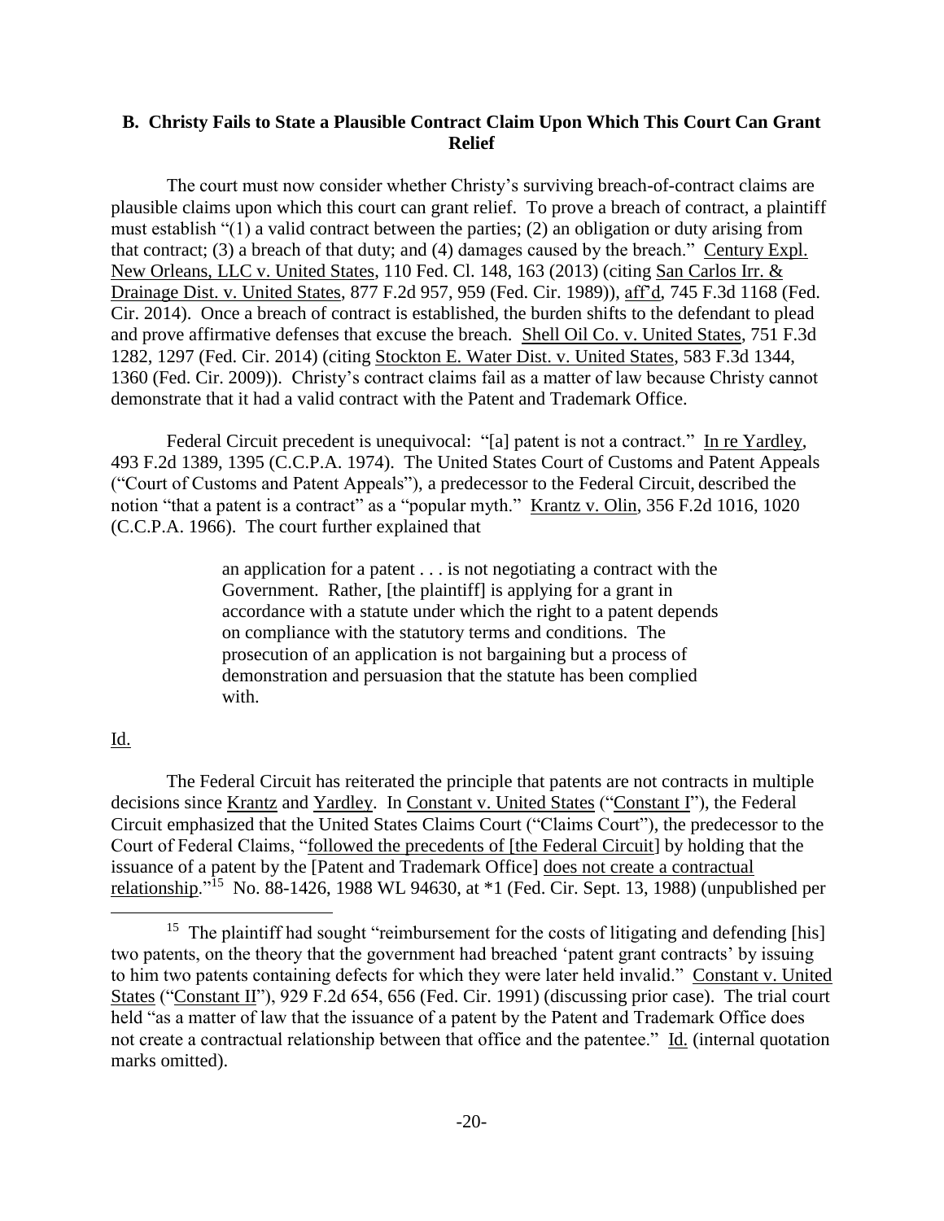### B. Christy Fails to State a Plausible Contract Claim Upon Which This Court Can Grant Relief

The court must now consider whether Christy's surviving breach-of-contract claims are plausible claims upon which this court can grant relief. To prove a breach of contract, a plaintiff must establish "(1) a valid contract between the parties; (2) an obligation or duty arising from that contract; (3) a breach of that duty; and (4) damages caused by the breach." Century Expl. New Orleans, LLC v. United States, 110 Fed. Cl. 148, 163 (2013) (citing San Carlos Irr. & Drainage Dist. v. United States, 877 F.2d 957, 959 (Fed. Cir. 1989)), aff'd, 745 F.3d 1168 (Fed. Cir. 2014). Once a breach of contract is established, the burden shifts to the defendant to plead and prove affirmative defenses that excuse the breach. Shell Oil Co. v. United States, 751 F.3d 1282, 1297 (Fed. Cir. 2014) (citing Stockton E. Water Dist. v. United States, 583 F.3d 1344, 1360 (Fed. Cir. 2009)). Christy's contract claims fail as a matter of law because Christy cannot demonstrate that it had a valid contract with the Patent and Trademark Office.

Federal Circuit precedent is unequivocal: "[a] patent is not a contract." In re Yardley, 493 F.2d 1389, 1395 (C.C.P.A. 1974). The United States Court of Customs and Patent Appeals ("Court of Customs and Patent Appeals"), a predecessor to the Federal Circuit, described the notion "that a patent is a contract" as a "popular myth." Krantz v. Olin, 356 F.2d 1016, 1020 (C.C.P.A. 1966). The court further explained that

> an application for a patent . . . is not negotiating a contract with the Government. Rather, [the plaintiff] is applying for a grant in accordance with a statute under which the right to a patent depends on compliance with the statutory terms and conditions. The prosecution of an application is not bargaining but a process of demonstration and persuasion that the statute has been complied with.

Id.

The Federal Circuit has reiterated the principle that patents are not contracts in multiple decisions since Krantz and Yardley. In Constant v. United States ("Constant I"), the Federal Circuit emphasized that the United States Claims Court ("Claims Court"), the predecessor to the Court of Federal Claims, "followed the precedents of [the Federal Circuit] by holding that the issuance of a patent by the [Patent and Trademark Office] does not create a contractual relationship."[15] No. 88-1426, 1988 WL 94630, at *1 (Fed. Cir. Sept. 13, 1988) (unpublished per

[15] The plaintiff had sought "reimbursement for the costs of litigating and defending [his] two patents, on the theory that the government had breached 'patent grant contracts' by issuing to him two patents containing defects for which they were later held invalid." Constant v. United States ("Constant II"), 929 F.2d 654, 656 (Fed. Cir. 1991) (discussing prior case). The trial court held "as a matter of law that the issuance of a patent by the Patent and Trademark Office does not create a contractual relationship between that office and the patentee." Id. (internal quotation marks omitted).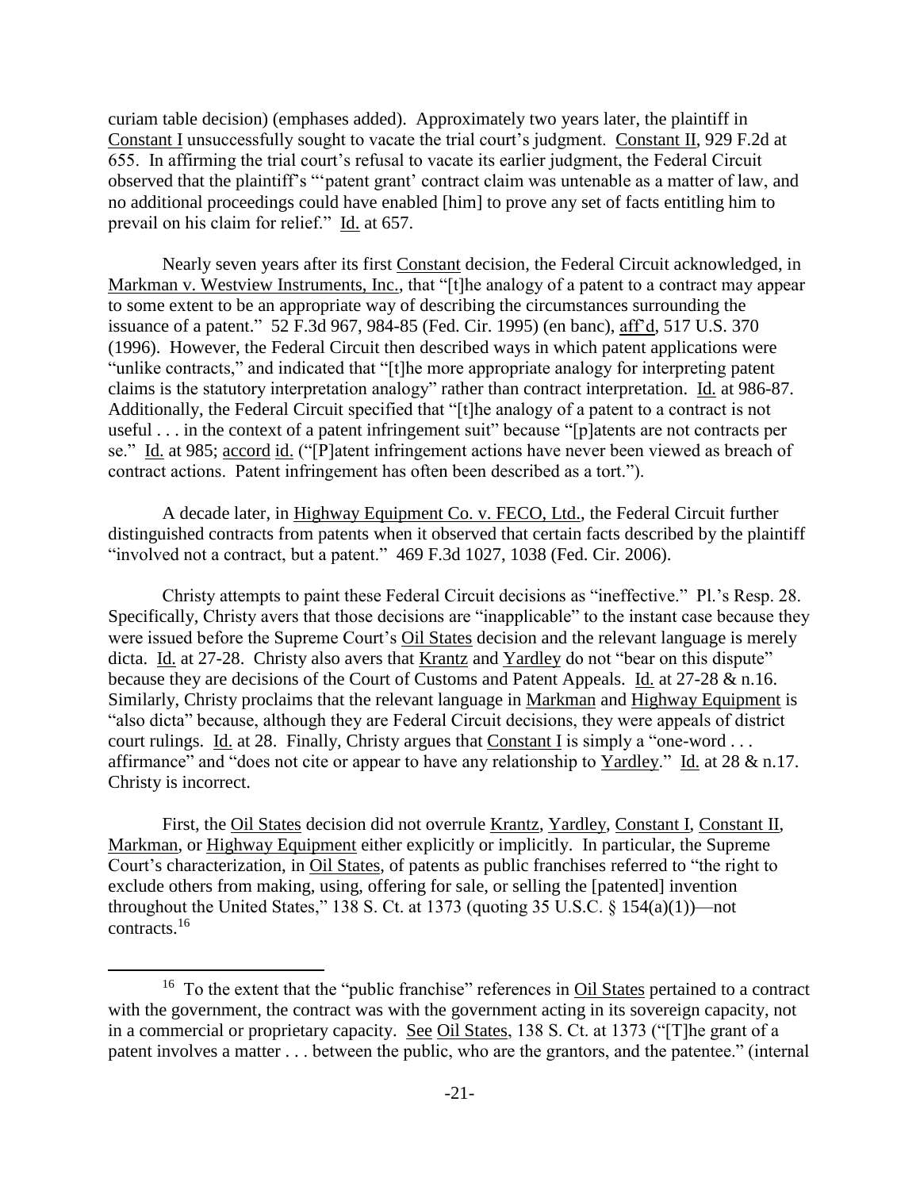curiam table decision) (emphases added). Approximately two years later, the plaintiff in Constant I unsuccessfully sought to vacate the trial court's judgment. Constant II, 929 F.2d at 655. In affirming the trial court's refusal to vacate its earlier judgment, the Federal Circuit observed that the plaintiff's "'patent grant' contract claim was untenable as a matter of law, and no additional proceedings could have enabled [him] to prove any set of facts entitling him to prevail on his claim for relief." Id. at 657.

Nearly seven years after its first Constant decision, the Federal Circuit acknowledged, in Markman v. Westview Instruments, Inc., that "[t]he analogy of a patent to a contract may appear to some extent to be an appropriate way of describing the circumstances surrounding the issuance of a patent." 52 F.3d 967, 984-85 (Fed. Cir. 1995) (en banc), aff'd, 517 U.S. 370 (1996). However, the Federal Circuit then described ways in which patent applications were "unlike contracts," and indicated that "[t]he more appropriate analogy for interpreting patent claims is the statutory interpretation analogy" rather than contract interpretation. Id. at 986-87. Additionally, the Federal Circuit specified that "[t]he analogy of a patent to a contract is not useful . . . in the context of a patent infringement suit" because "[p]atents are not contracts per se." Id. at 985; accord id. ("[P]atent infringement actions have never been viewed as breach of contract actions. Patent infringement has often been described as a tort.").

A decade later, in Highway Equipment Co. v. FECO, Ltd., the Federal Circuit further distinguished contracts from patents when it observed that certain facts described by the plaintiff "involved not a contract, but a patent." 469 F.3d 1027, 1038 (Fed. Cir. 2006).

Christy attempts to paint these Federal Circuit decisions as "ineffective." Pl.'s Resp. 28. Specifically, Christy avers that those decisions are "inapplicable" to the instant case because they were issued before the Supreme Court's Oil States decision and the relevant language is merely dicta. Id. at 27-28. Christy also avers that Krantz and Yardley do not "bear on this dispute" because they are decisions of the Court of Customs and Patent Appeals. Id. at 27-28 & n.16. Similarly, Christy proclaims that the relevant language in Markman and Highway Equipment is "also dicta" because, although they are Federal Circuit decisions, they were appeals of district court rulings. Id. at 28. Finally, Christy argues that Constant I is simply a "one-word . . . affirmance" and "does not cite or appear to have any relationship to Yardley." Id. at 28 & n.17. Christy is incorrect.

First, the Oil States decision did not overrule Krantz, Yardley, Constant I, Constant II, Markman, or Highway Equipment either explicitly or implicitly. In particular, the Supreme Court's characterization, in Oil States, of patents as public franchises referred to "the right to exclude others from making, using, offering for sale, or selling the [patented] invention throughout the United States," 138 S. Ct. at 1373 (quoting 35 U.S.C. § 154(a)(1))—not contracts.[16]

[16] To the extent that the "public franchise" references in Oil States pertained to a contract with the government, the contract was with the government acting in its sovereign capacity, not in a commercial or proprietary capacity. See Oil States, 138 S. Ct. at 1373 ("[T]he grant of a patent involves a matter . . . between the public, who are the grantors, and the patentee." (internal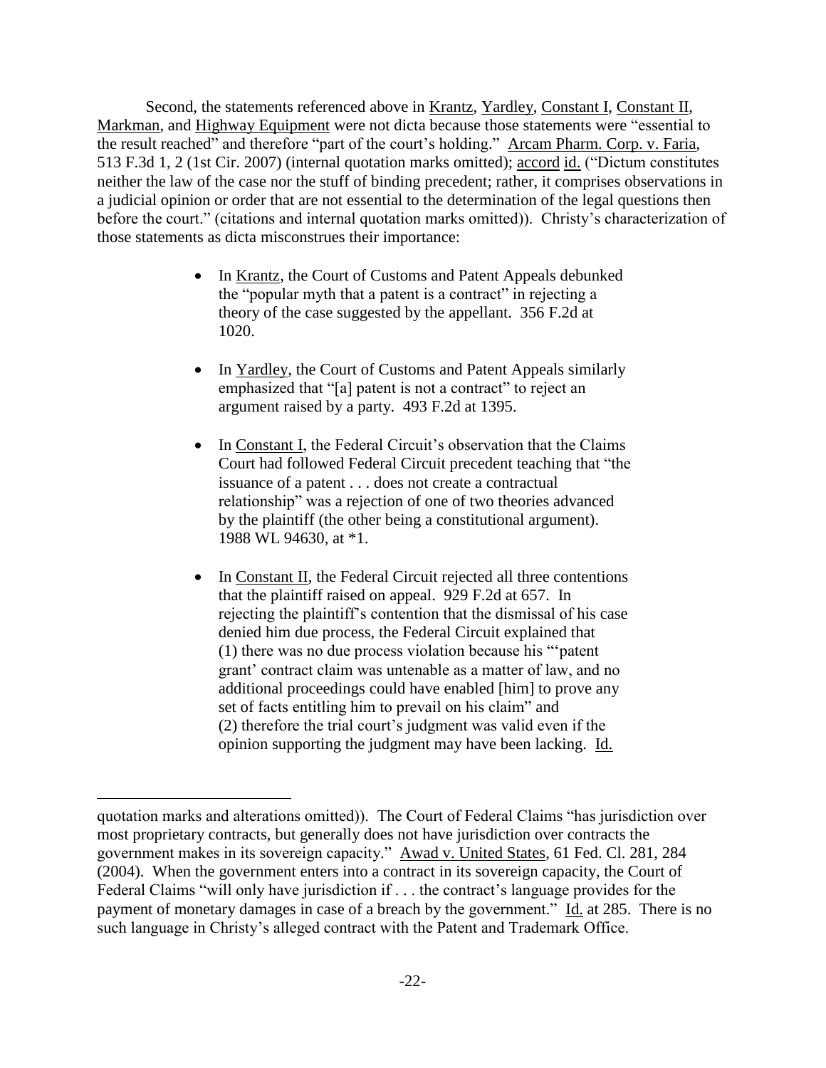Second, the statements referenced above in Krantz, Yardley, Constant I, Constant II, Markman, and Highway Equipment were not dicta because those statements were "essential to the result reached" and therefore "part of the court's holding." Arcam Pharm. Corp. v. Faria, 513 F.3d 1, 2 (1st Cir. 2007) (internal quotation marks omitted); accord id. ("Dictum constitutes neither the law of the case nor the stuff of binding precedent; rather, it comprises observations in a judicial opinion or order that are not essential to the determination of the legal questions then before the court." (citations and internal quotation marks omitted)). Christy's characterization of those statements as dicta misconstrues their importance:

- In Krantz, the Court of Customs and Patent Appeals debunked the "popular myth that a patent is a contract" in rejecting a theory of the case suggested by the appellant. 356 F.2d at 1020.

- In Yardley, the Court of Customs and Patent Appeals similarly emphasized that "[a] patent is not a contract" to reject an argument raised by a party. 493 F.2d at 1395.

- In Constant I, the Federal Circuit's observation that the Claims Court had followed Federal Circuit precedent teaching that "the issuance of a patent . . . does not create a contractual relationship" was a rejection of one of two theories advanced by the plaintiff (the other being a constitutional argument). 1988 WL 94630, at *1.

- In Constant II, the Federal Circuit rejected all three contentions that the plaintiff raised on appeal. 929 F.2d at 657. In rejecting the plaintiff's contention that the dismissal of his case denied him due process, the Federal Circuit explained that (1) there was no due process violation because his "'patent grant' contract claim was untenable as a matter of law, and no additional proceedings could have enabled [him] to prove any set of facts entitling him to prevail on his claim" and (2) therefore the trial court's judgment was valid even if the opinion supporting the judgment may have been lacking. Id.

---

quotation marks and alterations omitted)). The Court of Federal Claims "has jurisdiction over most proprietary contracts, but generally does not have jurisdiction over contracts the government makes in its sovereign capacity." Awad v. United States, 61 Fed. Cl. 281, 284 (2004). When the government enters into a contract in its sovereign capacity, the Court of Federal Claims "will only have jurisdiction if . . . the contract's language provides for the payment of monetary damages in case of a breach by the government." Id. at 285. There is no such language in Christy's alleged contract with the Patent and Trademark Office.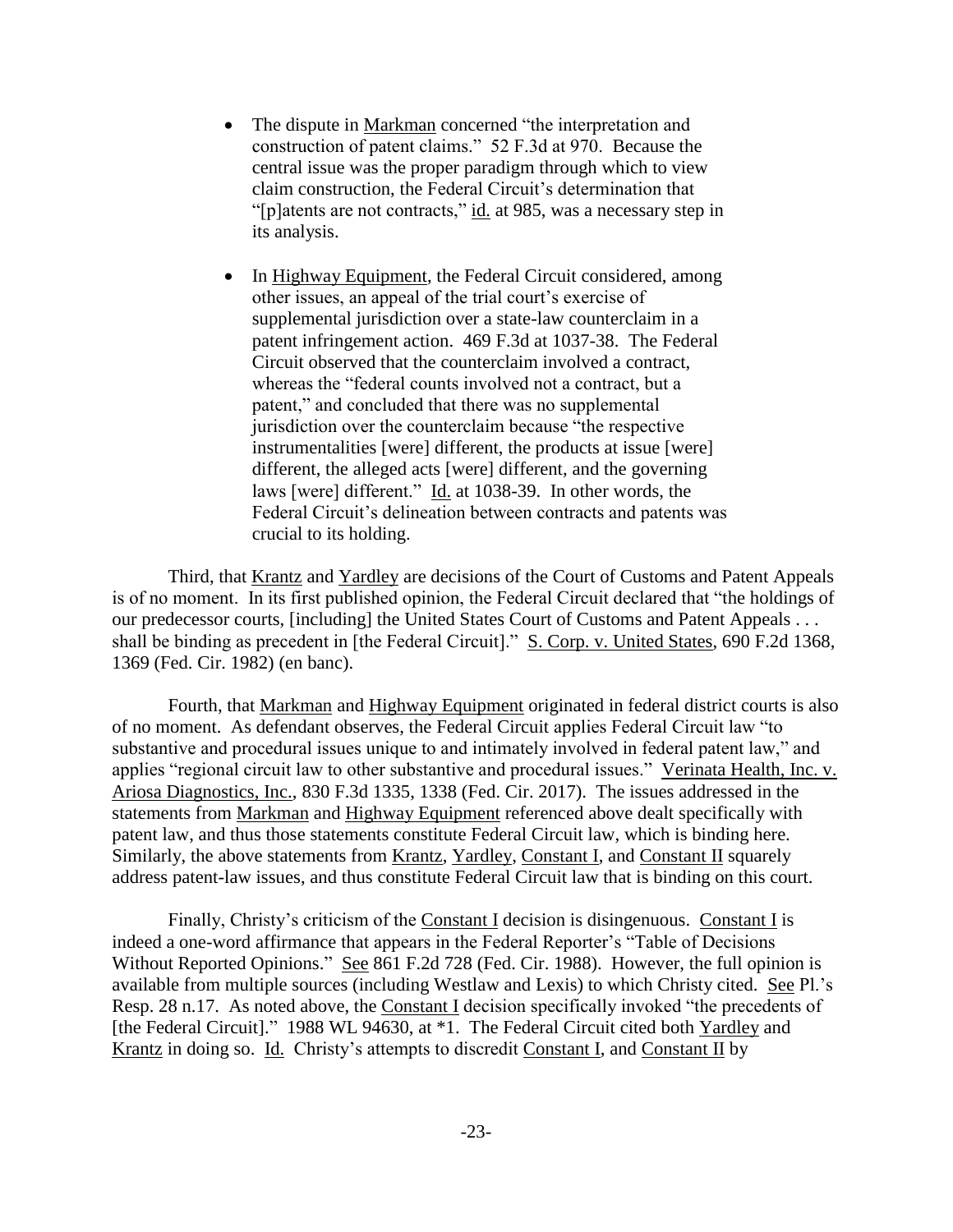- The dispute in Markman concerned "the interpretation and construction of patent claims." 52 F.3d at 970. Because the central issue was the proper paradigm through which to view claim construction, the Federal Circuit's determination that "[p]atents are not contracts," id. at 985, was a necessary step in its analysis.

- In Highway Equipment, the Federal Circuit considered, among other issues, an appeal of the trial court's exercise of supplemental jurisdiction over a state-law counterclaim in a patent infringement action. 469 F.3d at 1037-38. The Federal Circuit observed that the counterclaim involved a contract, whereas the "federal counts involved not a contract, but a patent," and concluded that there was no supplemental jurisdiction over the counterclaim because "the respective instrumentalities [were] different, the products at issue [were] different, the alleged acts [were] different, and the governing laws [were] different." Id. at 1038-39. In other words, the Federal Circuit's delineation between contracts and patents was crucial to its holding.

Third, that Krantz and Yardley are decisions of the Court of Customs and Patent Appeals is of no moment. In its first published opinion, the Federal Circuit declared that "the holdings of our predecessor courts, [including] the United States Court of Customs and Patent Appeals . . . shall be binding as precedent in [the Federal Circuit]." S. Corp. v. United States, 690 F.2d 1368, 1369 (Fed. Cir. 1982) (en banc).

Fourth, that Markman and Highway Equipment originated in federal district courts is also of no moment. As defendant observes, the Federal Circuit applies Federal Circuit law "to substantive and procedural issues unique to and intimately involved in federal patent law," and applies "regional circuit law to other substantive and procedural issues." Verinata Health, Inc. v. Ariosa Diagnostics, Inc., 830 F.3d 1335, 1338 (Fed. Cir. 2017). The issues addressed in the statements from Markman and Highway Equipment referenced above dealt specifically with patent law, and thus those statements constitute Federal Circuit law, which is binding here. Similarly, the above statements from Krantz, Yardley, Constant I, and Constant II squarely address patent-law issues, and thus constitute Federal Circuit law that is binding on this court.

Finally, Christy's criticism of the Constant I decision is disingenuous. Constant I is indeed a one-word affirmance that appears in the Federal Reporter's "Table of Decisions Without Reported Opinions." See 861 F.2d 728 (Fed. Cir. 1988). However, the full opinion is available from multiple sources (including Westlaw and Lexis) to which Christy cited. See Pl.'s Resp. 28 n.17. As noted above, the Constant I decision specifically invoked "the precedents of [the Federal Circuit]." 1988 WL 94630, at *1. The Federal Circuit cited both Yardley and Krantz in doing so. Id. Christy's attempts to discredit Constant I, and Constant II by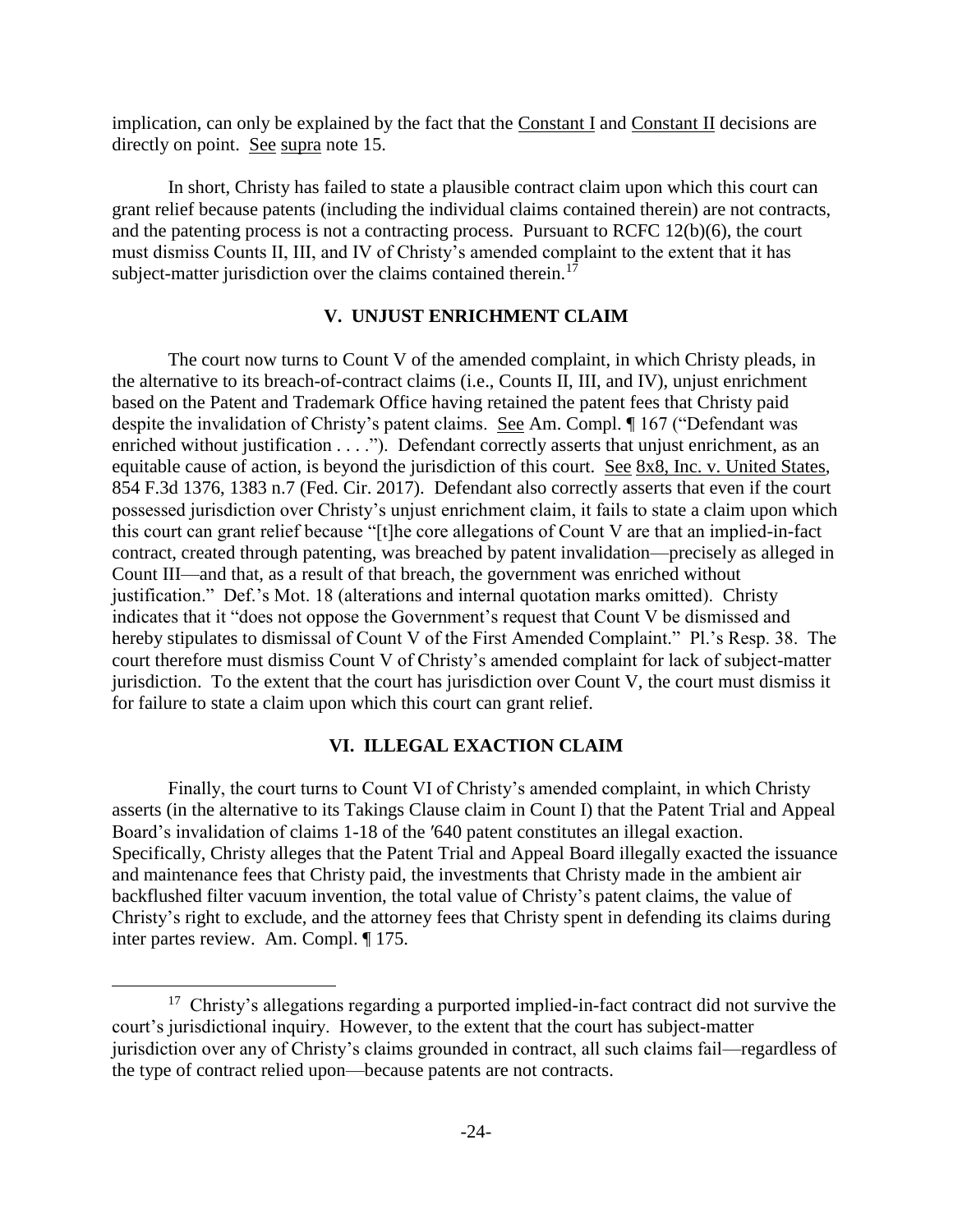implication, can only be explained by the fact that the Constant I and Constant II decisions are directly on point. See supra note 15.

In short, Christy has failed to state a plausible contract claim upon which this court can grant relief because patents (including the individual claims contained therein) are not contracts, and the patenting process is not a contracting process. Pursuant to RCFC 12(b)(6), the court must dismiss Counts II, III, and IV of Christy's amended complaint to the extent that it has subject-matter jurisdiction over the claims contained therein.[17]

## V. UNJUST ENRICHMENT CLAIM

The court now turns to Count V of the amended complaint, in which Christy pleads, in the alternative to its breach-of-contract claims (i.e., Counts II, III, and IV), unjust enrichment based on the Patent and Trademark Office having retained the patent fees that Christy paid despite the invalidation of Christy's patent claims. See Am. Compl. ¶ 167 ("Defendant was enriched without justification . . . ."). Defendant correctly asserts that unjust enrichment, as an equitable cause of action, is beyond the jurisdiction of this court. See 8x8, Inc. v. United States, 854 F.3d 1376, 1383 n.7 (Fed. Cir. 2017). Defendant also correctly asserts that even if the court possessed jurisdiction over Christy's unjust enrichment claim, it fails to state a claim upon which this court can grant relief because "[t]he core allegations of Count V are that an implied-in-fact contract, created through patenting, was breached by patent invalidation—precisely as alleged in Count III—and that, as a result of that breach, the government was enriched without justification." Def.'s Mot. 18 (alterations and internal quotation marks omitted). Christy indicates that it "does not oppose the Government's request that Count V be dismissed and hereby stipulates to dismissal of Count V of the First Amended Complaint." Pl.'s Resp. 38. The court therefore must dismiss Count V of Christy's amended complaint for lack of subject-matter jurisdiction. To the extent that the court has jurisdiction over Count V, the court must dismiss it for failure to state a claim upon which this court can grant relief.

## VI. ILLEGAL EXACTION CLAIM

Finally, the court turns to Count VI of Christy's amended complaint, in which Christy asserts (in the alternative to its Takings Clause claim in Count I) that the Patent Trial and Appeal Board's invalidation of claims 1-18 of the ′640 patent constitutes an illegal exaction. Specifically, Christy alleges that the Patent Trial and Appeal Board illegally exacted the issuance and maintenance fees that Christy paid, the investments that Christy made in the ambient air backflushed filter vacuum invention, the total value of Christy's patent claims, the value of Christy's right to exclude, and the attorney fees that Christy spent in defending its claims during inter partes review. Am. Compl. ¶ 175.

---

[17] Christy's allegations regarding a purported implied-in-fact contract did not survive the court's jurisdictional inquiry. However, to the extent that the court has subject-matter jurisdiction over any of Christy's claims grounded in contract, all such claims fail—regardless of the type of contract relied upon—because patents are not contracts.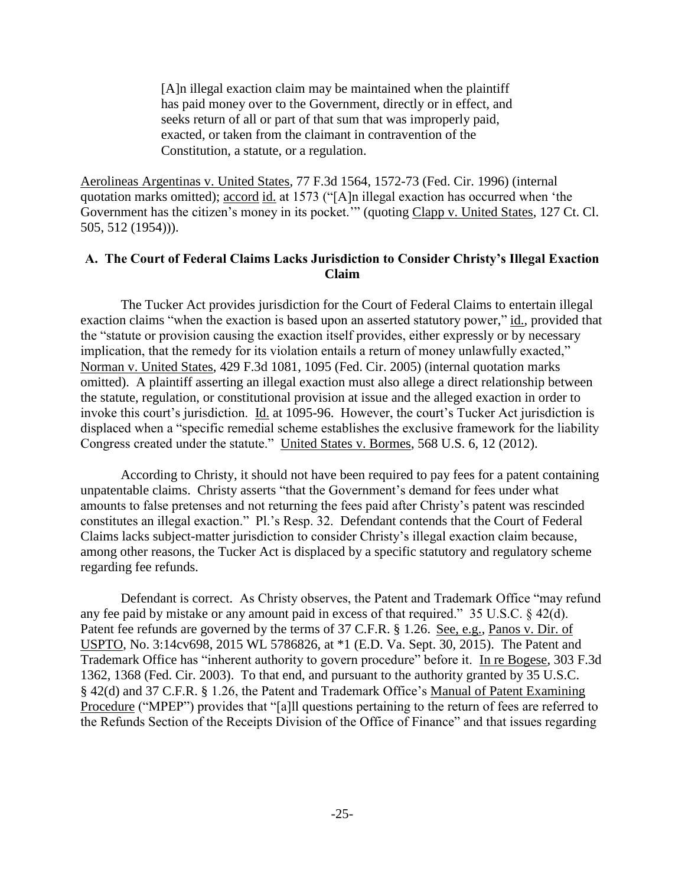> [A]n illegal exaction claim may be maintained when the plaintiff has paid money over to the Government, directly or in effect, and seeks return of all or part of that sum that was improperly paid, exacted, or taken from the claimant in contravention of the Constitution, a statute, or a regulation.

Aerolineas Argentinas v. United States, 77 F.3d 1564, 1572-73 (Fed. Cir. 1996) (internal quotation marks omitted); accord id. at 1573 ("[A]n illegal exaction has occurred when 'the Government has the citizen's money in its pocket.'" (quoting Clapp v. United States, 127 Ct. Cl. 505, 512 (1954))).

### A. The Court of Federal Claims Lacks Jurisdiction to Consider Christy's Illegal Exaction Claim

The Tucker Act provides jurisdiction for the Court of Federal Claims to entertain illegal exaction claims "when the exaction is based upon an asserted statutory power," id., provided that the "statute or provision causing the exaction itself provides, either expressly or by necessary implication, that the remedy for its violation entails a return of money unlawfully exacted," Norman v. United States, 429 F.3d 1081, 1095 (Fed. Cir. 2005) (internal quotation marks omitted). A plaintiff asserting an illegal exaction must also allege a direct relationship between the statute, regulation, or constitutional provision at issue and the alleged exaction in order to invoke this court's jurisdiction. Id. at 1095-96. However, the court's Tucker Act jurisdiction is displaced when a "specific remedial scheme establishes the exclusive framework for the liability Congress created under the statute." United States v. Bormes, 568 U.S. 6, 12 (2012).

According to Christy, it should not have been required to pay fees for a patent containing unpatentable claims. Christy asserts "that the Government's demand for fees under what amounts to false pretenses and not returning the fees paid after Christy's patent was rescinded constitutes an illegal exaction." Pl.'s Resp. 32. Defendant contends that the Court of Federal Claims lacks subject-matter jurisdiction to consider Christy's illegal exaction claim because, among other reasons, the Tucker Act is displaced by a specific statutory and regulatory scheme regarding fee refunds.

Defendant is correct. As Christy observes, the Patent and Trademark Office "may refund any fee paid by mistake or any amount paid in excess of that required." 35 U.S.C. § 42(d). Patent fee refunds are governed by the terms of 37 C.F.R. § 1.26. See, e.g., Panos v. Dir. of USPTO, No. 3:14cv698, 2015 WL 5786826, at *1 (E.D. Va. Sept. 30, 2015). The Patent and Trademark Office has "inherent authority to govern procedure" before it. In re Bogese, 303 F.3d 1362, 1368 (Fed. Cir. 2003). To that end, and pursuant to the authority granted by 35 U.S.C. § 42(d) and 37 C.F.R. § 1.26, the Patent and Trademark Office's Manual of Patent Examining Procedure ("MPEP") provides that "[a]ll questions pertaining to the return of fees are referred to the Refunds Section of the Receipts Division of the Office of Finance" and that issues regarding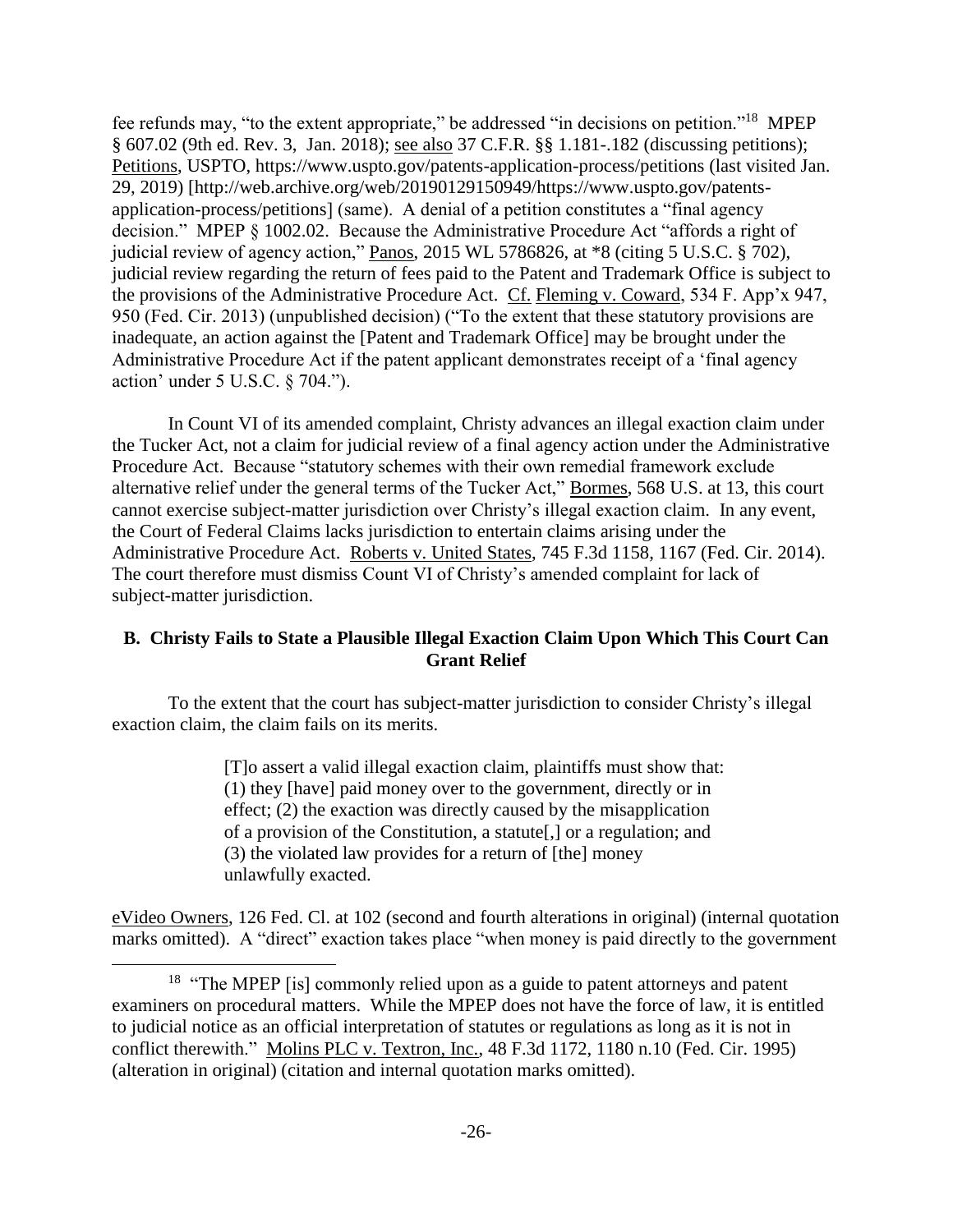fee refunds may, "to the extent appropriate," be addressed "in decisions on petition."[18] MPEP § 607.02 (9th ed. Rev. 3, Jan. 2018); see also 37 C.F.R. §§ 1.181-.182 (discussing petitions); Petitions, USPTO, https://www.uspto.gov/patents-application-process/petitions (last visited Jan. 29, 2019) [http://web.archive.org/web/20190129150949/https://www.uspto.gov/patents-application-process/petitions] (same). A denial of a petition constitutes a "final agency decision." MPEP § 1002.02. Because the Administrative Procedure Act "affords a right of judicial review of agency action," Panos, 2015 WL 5786826, at *8 (citing 5 U.S.C. § 702), judicial review regarding the return of fees paid to the Patent and Trademark Office is subject to the provisions of the Administrative Procedure Act. Cf. Fleming v. Coward, 534 F. App'x 947, 950 (Fed. Cir. 2013) (unpublished decision) ("To the extent that these statutory provisions are inadequate, an action against the [Patent and Trademark Office] may be brought under the Administrative Procedure Act if the patent applicant demonstrates receipt of a 'final agency action' under 5 U.S.C. § 704.").

In Count VI of its amended complaint, Christy advances an illegal exaction claim under the Tucker Act, not a claim for judicial review of a final agency action under the Administrative Procedure Act. Because "statutory schemes with their own remedial framework exclude alternative relief under the general terms of the Tucker Act," Bormes, 568 U.S. at 13, this court cannot exercise subject-matter jurisdiction over Christy's illegal exaction claim. In any event, the Court of Federal Claims lacks jurisdiction to entertain claims arising under the Administrative Procedure Act. Roberts v. United States, 745 F.3d 1158, 1167 (Fed. Cir. 2014). The court therefore must dismiss Count VI of Christy's amended complaint for lack of subject-matter jurisdiction.

## B. Christy Fails to State a Plausible Illegal Exaction Claim Upon Which This Court Can Grant Relief

To the extent that the court has subject-matter jurisdiction to consider Christy's illegal exaction claim, the claim fails on its merits.

> [T]o assert a valid illegal exaction claim, plaintiffs must show that: (1) they [have] paid money over to the government, directly or in effect; (2) the exaction was directly caused by the misapplication of a provision of the Constitution, a statute[,] or a regulation; and (3) the violated law provides for a return of [the] money unlawfully exacted.

eVideo Owners, 126 Fed. Cl. at 102 (second and fourth alterations in original) (internal quotation marks omitted). A "direct" exaction takes place "when money is paid directly to the government

[18] "The MPEP [is] commonly relied upon as a guide to patent attorneys and patent examiners on procedural matters. While the MPEP does not have the force of law, it is entitled to judicial notice as an official interpretation of statutes or regulations as long as it is not in conflict therewith." Molins PLC v. Textron, Inc., 48 F.3d 1172, 1180 n.10 (Fed. Cir. 1995) (alteration in original) (citation and internal quotation marks omitted).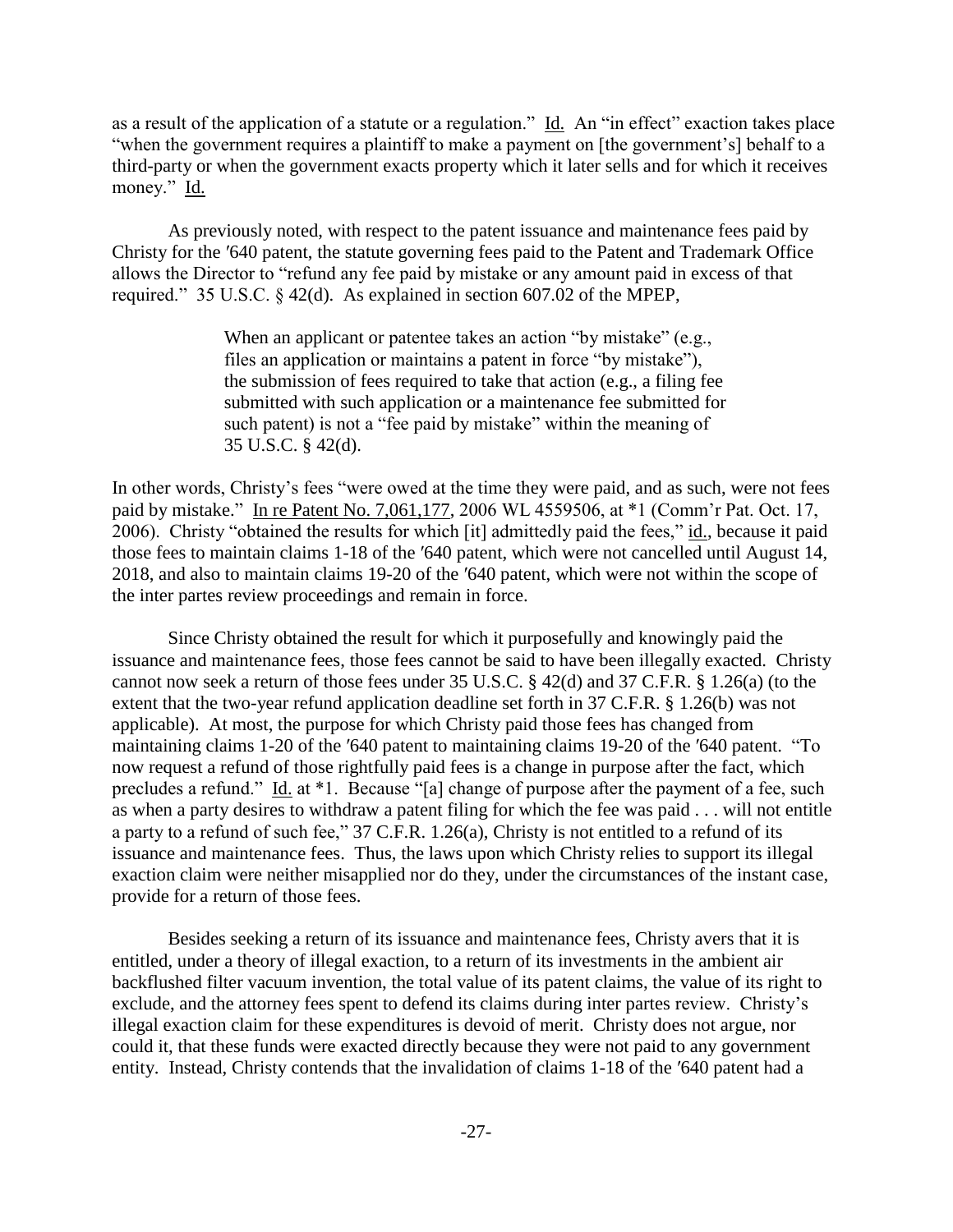as a result of the application of a statute or a regulation." Id. An "in effect" exaction takes place "when the government requires a plaintiff to make a payment on [the government's] behalf to a third-party or when the government exacts property which it later sells and for which it receives money." Id.

As previously noted, with respect to the patent issuance and maintenance fees paid by Christy for the ′640 patent, the statute governing fees paid to the Patent and Trademark Office allows the Director to "refund any fee paid by mistake or any amount paid in excess of that required." 35 U.S.C. § 42(d). As explained in section 607.02 of the MPEP,

> When an applicant or patentee takes an action "by mistake" (e.g., files an application or maintains a patent in force "by mistake"), the submission of fees required to take that action (e.g., a filing fee submitted with such application or a maintenance fee submitted for such patent) is not a "fee paid by mistake" within the meaning of 35 U.S.C. § 42(d).

In other words, Christy's fees "were owed at the time they were paid, and as such, were not fees paid by mistake." In re Patent No. 7,061,177, 2006 WL 4559506, at *1 (Comm'r Pat. Oct. 17, 2006). Christy "obtained the results for which [it] admittedly paid the fees," id., because it paid those fees to maintain claims 1-18 of the ′640 patent, which were not cancelled until August 14, 2018, and also to maintain claims 19-20 of the ′640 patent, which were not within the scope of the inter partes review proceedings and remain in force.

Since Christy obtained the result for which it purposefully and knowingly paid the issuance and maintenance fees, those fees cannot be said to have been illegally exacted. Christy cannot now seek a return of those fees under 35 U.S.C. § 42(d) and 37 C.F.R. § 1.26(a) (to the extent that the two-year refund application deadline set forth in 37 C.F.R. § 1.26(b) was not applicable). At most, the purpose for which Christy paid those fees has changed from maintaining claims 1-20 of the ′640 patent to maintaining claims 19-20 of the ′640 patent. "To now request a refund of those rightfully paid fees is a change in purpose after the fact, which precludes a refund." Id. at *1. Because "[a] change of purpose after the payment of a fee, such as when a party desires to withdraw a patent filing for which the fee was paid . . . will not entitle a party to a refund of such fee," 37 C.F.R. 1.26(a), Christy is not entitled to a refund of its issuance and maintenance fees. Thus, the laws upon which Christy relies to support its illegal exaction claim were neither misapplied nor do they, under the circumstances of the instant case, provide for a return of those fees.

Besides seeking a return of its issuance and maintenance fees, Christy avers that it is entitled, under a theory of illegal exaction, to a return of its investments in the ambient air backflushed filter vacuum invention, the total value of its patent claims, the value of its right to exclude, and the attorney fees spent to defend its claims during inter partes review. Christy's illegal exaction claim for these expenditures is devoid of merit. Christy does not argue, nor could it, that these funds were exacted directly because they were not paid to any government entity. Instead, Christy contends that the invalidation of claims 1-18 of the ′640 patent had a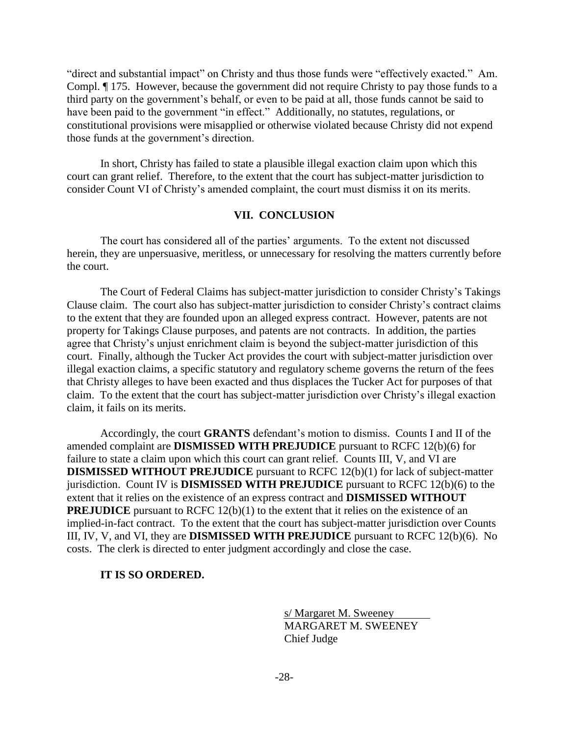"direct and substantial impact" on Christy and thus those funds were "effectively exacted." Am. Compl. ¶ 175. However, because the government did not require Christy to pay those funds to a third party on the government's behalf, or even to be paid at all, those funds cannot be said to have been paid to the government "in effect." Additionally, no statutes, regulations, or constitutional provisions were misapplied or otherwise violated because Christy did not expend those funds at the government's direction.

In short, Christy has failed to state a plausible illegal exaction claim upon which this court can grant relief. Therefore, to the extent that the court has subject-matter jurisdiction to consider Count VI of Christy's amended complaint, the court must dismiss it on its merits.

## VII. CONCLUSION

The court has considered all of the parties' arguments. To the extent not discussed herein, they are unpersuasive, meritless, or unnecessary for resolving the matters currently before the court.

The Court of Federal Claims has subject-matter jurisdiction to consider Christy's Takings Clause claim. The court also has subject-matter jurisdiction to consider Christy's contract claims to the extent that they are founded upon an alleged express contract. However, patents are not property for Takings Clause purposes, and patents are not contracts. In addition, the parties agree that Christy's unjust enrichment claim is beyond the subject-matter jurisdiction of this court. Finally, although the Tucker Act provides the court with subject-matter jurisdiction over illegal exaction claims, a specific statutory and regulatory scheme governs the return of the fees that Christy alleges to have been exacted and thus displaces the Tucker Act for purposes of that claim. To the extent that the court has subject-matter jurisdiction over Christy's illegal exaction claim, it fails on its merits.

Accordingly, the court **GRANTS** defendant's motion to dismiss. Counts I and II of the amended complaint are **DISMISSED WITH PREJUDICE** pursuant to RCFC 12(b)(6) for failure to state a claim upon which this court can grant relief. Counts III, V, and VI are **DISMISSED WITHOUT PREJUDICE** pursuant to RCFC 12(b)(1) for lack of subject-matter jurisdiction. Count IV is **DISMISSED WITH PREJUDICE** pursuant to RCFC 12(b)(6) to the extent that it relies on the existence of an express contract and **DISMISSED WITHOUT PREJUDICE** pursuant to RCFC 12(b)(1) to the extent that it relies on the existence of an implied-in-fact contract. To the extent that the court has subject-matter jurisdiction over Counts III, IV, V, and VI, they are **DISMISSED WITH PREJUDICE** pursuant to RCFC 12(b)(6). No costs. The clerk is directed to enter judgment accordingly and close the case.

**IT IS SO ORDERED.**

s/ Margaret M. Sweeney
MARGARET M. SWEENEY
Chief Judge